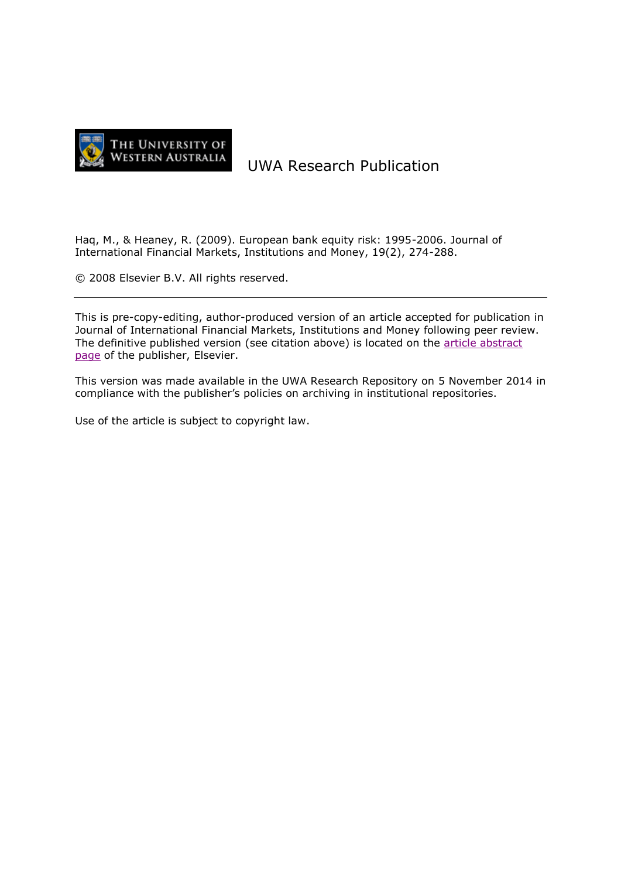THE UNIVERSITY OF WESTERN AUSTRALIA

UWA Research Publication

Haq, M., & Heaney, R. (2009). European bank equity risk: 1995-2006. Journal of International Financial Markets, Institutions and Money, 19(2), 274-288.

© 2008 Elsevier B.V. All rights reserved.

---

This is pre-copy-editing, author-produced version of an article accepted for publication in Journal of International Financial Markets, Institutions and Money following peer review. The definitive published version (see citation above) is located on the article abstract page of the publisher, Elsevier.

This version was made available in the UWA Research Repository on 5 November 2014 in compliance with the publisher's policies on archiving in institutional repositories.

Use of the article is subject to copyright law.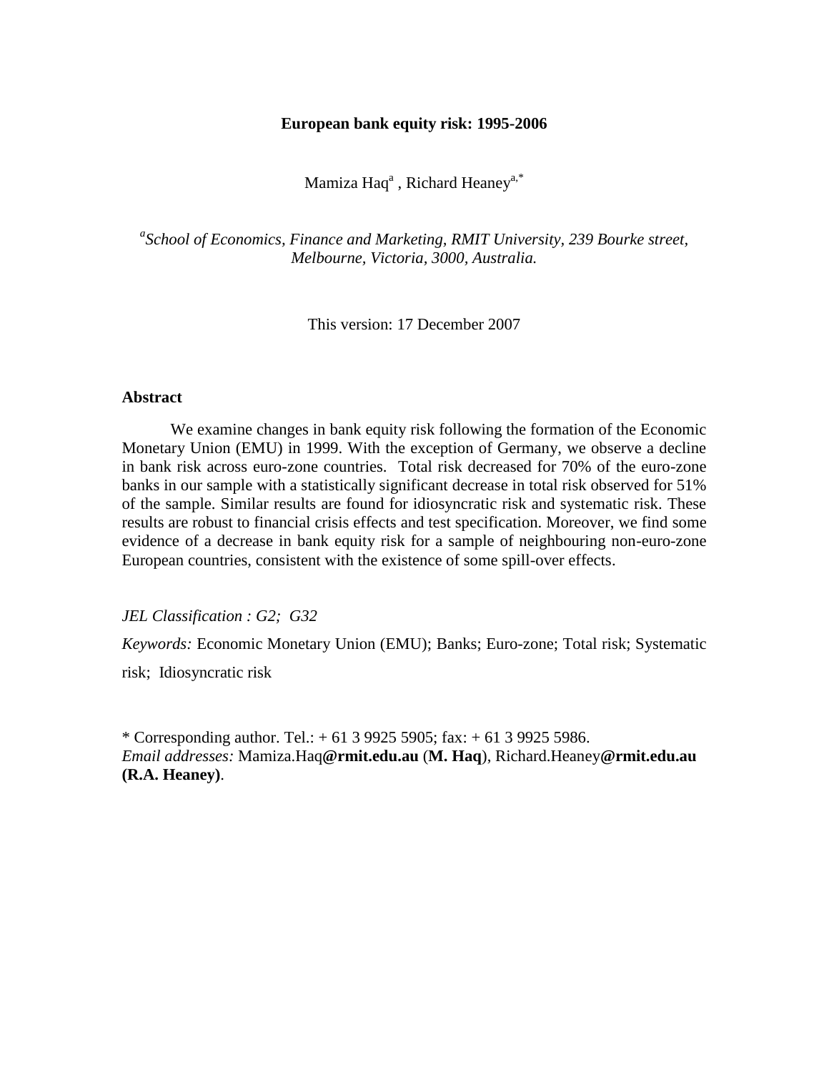**European bank equity risk: 1995-2006**

Mamiza Haq[a] , Richard Heaney[a,*]

[a]*School of Economics, Finance and Marketing, RMIT University, 239 Bourke street, Melbourne, Victoria, 3000, Australia.*

This version: 17 December 2007

## Abstract

We examine changes in bank equity risk following the formation of the Economic Monetary Union (EMU) in 1999. With the exception of Germany, we observe a decline in bank risk across euro-zone countries. Total risk decreased for 70% of the euro-zone banks in our sample with a statistically significant decrease in total risk observed for 51% of the sample. Similar results are found for idiosyncratic risk and systematic risk. These results are robust to financial crisis effects and test specification. Moreover, we find some evidence of a decrease in bank equity risk for a sample of neighbouring non-euro-zone European countries, consistent with the existence of some spill-over effects.

*JEL Classification : G2; G32*

*Keywords:* Economic Monetary Union (EMU); Banks; Euro-zone; Total risk; Systematic risk; Idiosyncratic risk

\* Corresponding author. Tel.: + 61 3 9925 5905; fax: + 61 3 9925 5986.
*Email addresses:* Mamiza.Haq**@rmit.edu.au** (**M. Haq**), Richard.Heaney**@rmit.edu.au (R.A. Heaney)**.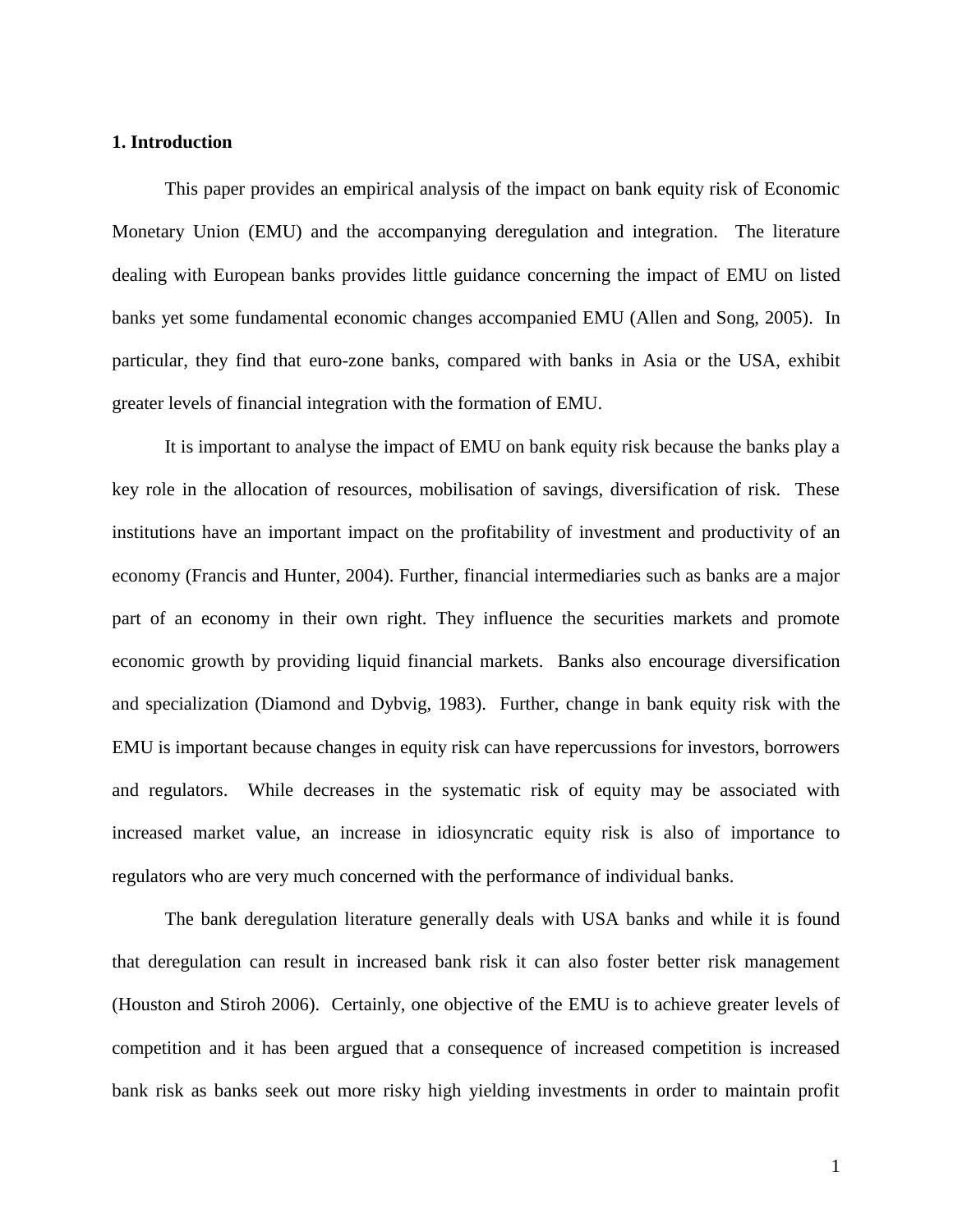## 1. Introduction

This paper provides an empirical analysis of the impact on bank equity risk of Economic Monetary Union (EMU) and the accompanying deregulation and integration. The literature dealing with European banks provides little guidance concerning the impact of EMU on listed banks yet some fundamental economic changes accompanied EMU (Allen and Song, 2005). In particular, they find that euro-zone banks, compared with banks in Asia or the USA, exhibit greater levels of financial integration with the formation of EMU.

It is important to analyse the impact of EMU on bank equity risk because the banks play a key role in the allocation of resources, mobilisation of savings, diversification of risk. These institutions have an important impact on the profitability of investment and productivity of an economy (Francis and Hunter, 2004). Further, financial intermediaries such as banks are a major part of an economy in their own right. They influence the securities markets and promote economic growth by providing liquid financial markets. Banks also encourage diversification and specialization (Diamond and Dybvig, 1983). Further, change in bank equity risk with the EMU is important because changes in equity risk can have repercussions for investors, borrowers and regulators. While decreases in the systematic risk of equity may be associated with increased market value, an increase in idiosyncratic equity risk is also of importance to regulators who are very much concerned with the performance of individual banks.

The bank deregulation literature generally deals with USA banks and while it is found that deregulation can result in increased bank risk it can also foster better risk management (Houston and Stiroh 2006). Certainly, one objective of the EMU is to achieve greater levels of competition and it has been argued that a consequence of increased competition is increased bank risk as banks seek out more risky high yielding investments in order to maintain profit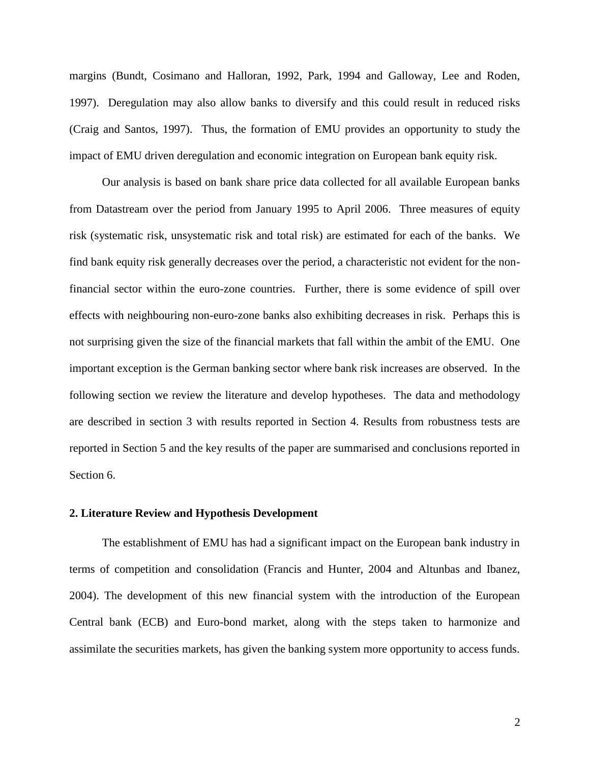margins (Bundt, Cosimano and Halloran, 1992, Park, 1994 and Galloway, Lee and Roden, 1997). Deregulation may also allow banks to diversify and this could result in reduced risks (Craig and Santos, 1997). Thus, the formation of EMU provides an opportunity to study the impact of EMU driven deregulation and economic integration on European bank equity risk.

Our analysis is based on bank share price data collected for all available European banks from Datastream over the period from January 1995 to April 2006. Three measures of equity risk (systematic risk, unsystematic risk and total risk) are estimated for each of the banks. We find bank equity risk generally decreases over the period, a characteristic not evident for the non-financial sector within the euro-zone countries. Further, there is some evidence of spill over effects with neighbouring non-euro-zone banks also exhibiting decreases in risk. Perhaps this is not surprising given the size of the financial markets that fall within the ambit of the EMU. One important exception is the German banking sector where bank risk increases are observed. In the following section we review the literature and develop hypotheses. The data and methodology are described in section 3 with results reported in Section 4. Results from robustness tests are reported in Section 5 and the key results of the paper are summarised and conclusions reported in Section 6.

## 2. Literature Review and Hypothesis Development

The establishment of EMU has had a significant impact on the European bank industry in terms of competition and consolidation (Francis and Hunter, 2004 and Altunbas and Ibanez, 2004). The development of this new financial system with the introduction of the European Central bank (ECB) and Euro-bond market, along with the steps taken to harmonize and assimilate the securities markets, has given the banking system more opportunity to access funds.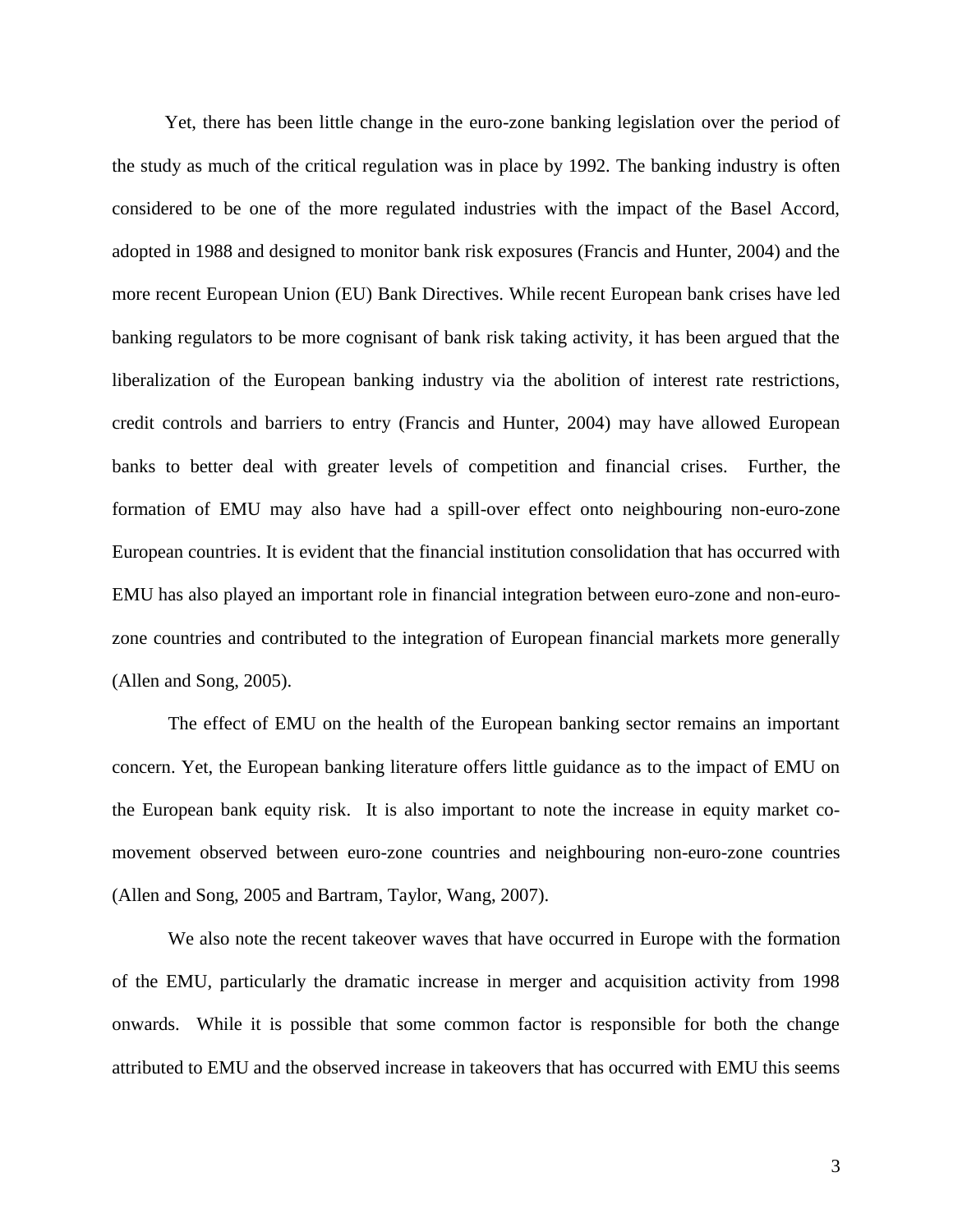Yet, there has been little change in the euro-zone banking legislation over the period of the study as much of the critical regulation was in place by 1992. The banking industry is often considered to be one of the more regulated industries with the impact of the Basel Accord, adopted in 1988 and designed to monitor bank risk exposures (Francis and Hunter, 2004) and the more recent European Union (EU) Bank Directives. While recent European bank crises have led banking regulators to be more cognisant of bank risk taking activity, it has been argued that the liberalization of the European banking industry via the abolition of interest rate restrictions, credit controls and barriers to entry (Francis and Hunter, 2004) may have allowed European banks to better deal with greater levels of competition and financial crises. Further, the formation of EMU may also have had a spill-over effect onto neighbouring non-euro-zone European countries. It is evident that the financial institution consolidation that has occurred with EMU has also played an important role in financial integration between euro-zone and non-euro-zone countries and contributed to the integration of European financial markets more generally (Allen and Song, 2005).

The effect of EMU on the health of the European banking sector remains an important concern. Yet, the European banking literature offers little guidance as to the impact of EMU on the European bank equity risk. It is also important to note the increase in equity market co-movement observed between euro-zone countries and neighbouring non-euro-zone countries (Allen and Song, 2005 and Bartram, Taylor, Wang, 2007).

We also note the recent takeover waves that have occurred in Europe with the formation of the EMU, particularly the dramatic increase in merger and acquisition activity from 1998 onwards. While it is possible that some common factor is responsible for both the change attributed to EMU and the observed increase in takeovers that has occurred with EMU this seems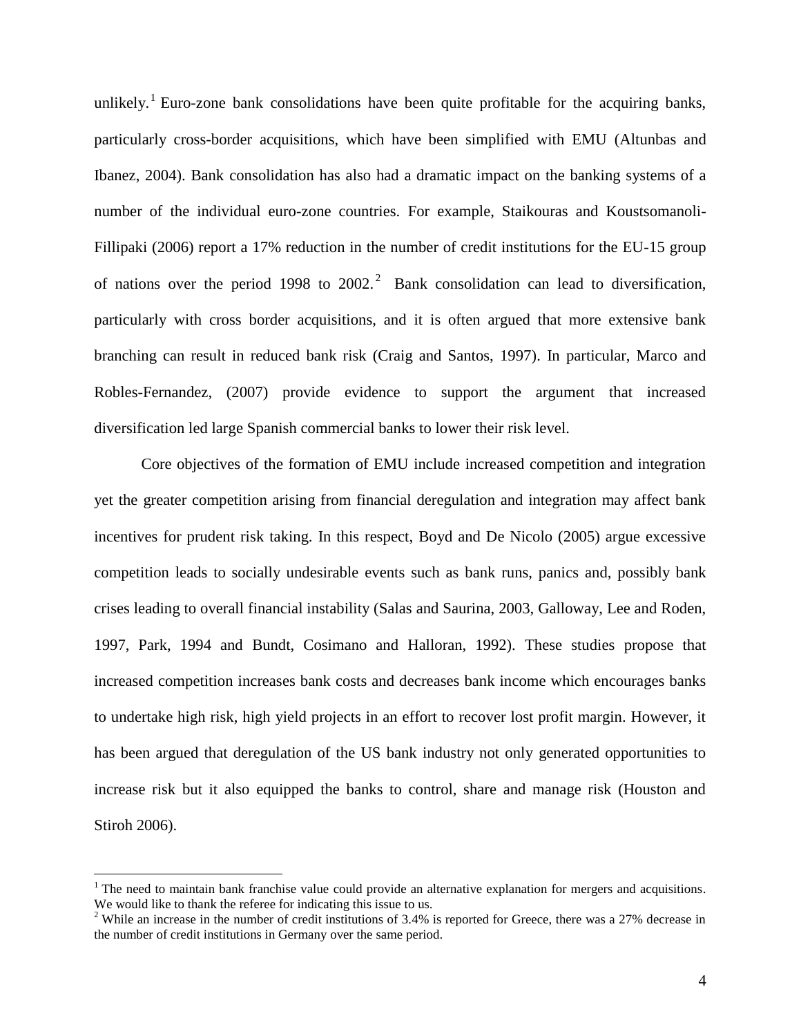unlikely.[1] Euro-zone bank consolidations have been quite profitable for the acquiring banks, particularly cross-border acquisitions, which have been simplified with EMU (Altunbas and Ibanez, 2004). Bank consolidation has also had a dramatic impact on the banking systems of a number of the individual euro-zone countries. For example, Staikouras and Koustsomanoli-Fillipaki (2006) report a 17% reduction in the number of credit institutions for the EU-15 group of nations over the period 1998 to 2002.[2] Bank consolidation can lead to diversification, particularly with cross border acquisitions, and it is often argued that more extensive bank branching can result in reduced bank risk (Craig and Santos, 1997). In particular, Marco and Robles-Fernandez, (2007) provide evidence to support the argument that increased diversification led large Spanish commercial banks to lower their risk level.

Core objectives of the formation of EMU include increased competition and integration yet the greater competition arising from financial deregulation and integration may affect bank incentives for prudent risk taking. In this respect, Boyd and De Nicolo (2005) argue excessive competition leads to socially undesirable events such as bank runs, panics and, possibly bank crises leading to overall financial instability (Salas and Saurina, 2003, Galloway, Lee and Roden, 1997, Park, 1994 and Bundt, Cosimano and Halloran, 1992). These studies propose that increased competition increases bank costs and decreases bank income which encourages banks to undertake high risk, high yield projects in an effort to recover lost profit margin. However, it has been argued that deregulation of the US bank industry not only generated opportunities to increase risk but it also equipped the banks to control, share and manage risk (Houston and Stiroh 2006).

---

[1] The need to maintain bank franchise value could provide an alternative explanation for mergers and acquisitions. We would like to thank the referee for indicating this issue to us.

[2] While an increase in the number of credit institutions of 3.4% is reported for Greece, there was a 27% decrease in the number of credit institutions in Germany over the same period.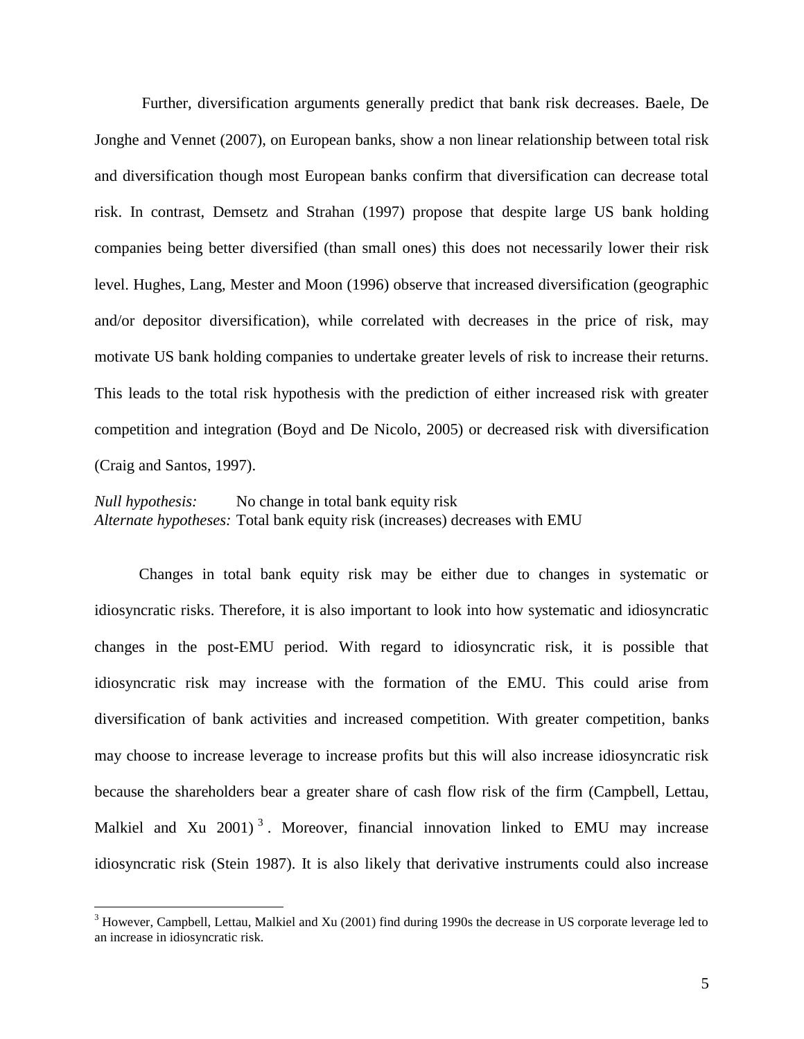Further, diversification arguments generally predict that bank risk decreases. Baele, De Jonghe and Vennet (2007), on European banks, show a non linear relationship between total risk and diversification though most European banks confirm that diversification can decrease total risk. In contrast, Demsetz and Strahan (1997) propose that despite large US bank holding companies being better diversified (than small ones) this does not necessarily lower their risk level. Hughes, Lang, Mester and Moon (1996) observe that increased diversification (geographic and/or depositor diversification), while correlated with decreases in the price of risk, may motivate US bank holding companies to undertake greater levels of risk to increase their returns. This leads to the total risk hypothesis with the prediction of either increased risk with greater competition and integration (Boyd and De Nicolo, 2005) or decreased risk with diversification (Craig and Santos, 1997).

*Null hypothesis:* No change in total bank equity risk
*Alternate hypotheses:* Total bank equity risk (increases) decreases with EMU

Changes in total bank equity risk may be either due to changes in systematic or idiosyncratic risks. Therefore, it is also important to look into how systematic and idiosyncratic changes in the post-EMU period. With regard to idiosyncratic risk, it is possible that idiosyncratic risk may increase with the formation of the EMU. This could arise from diversification of bank activities and increased competition. With greater competition, banks may choose to increase leverage to increase profits but this will also increase idiosyncratic risk because the shareholders bear a greater share of cash flow risk of the firm (Campbell, Lettau, Malkiel and Xu 2001) [3]. Moreover, financial innovation linked to EMU may increase idiosyncratic risk (Stein 1987). It is also likely that derivative instruments could also increase

[3] However, Campbell, Lettau, Malkiel and Xu (2001) find during 1990s the decrease in US corporate leverage led to an increase in idiosyncratic risk.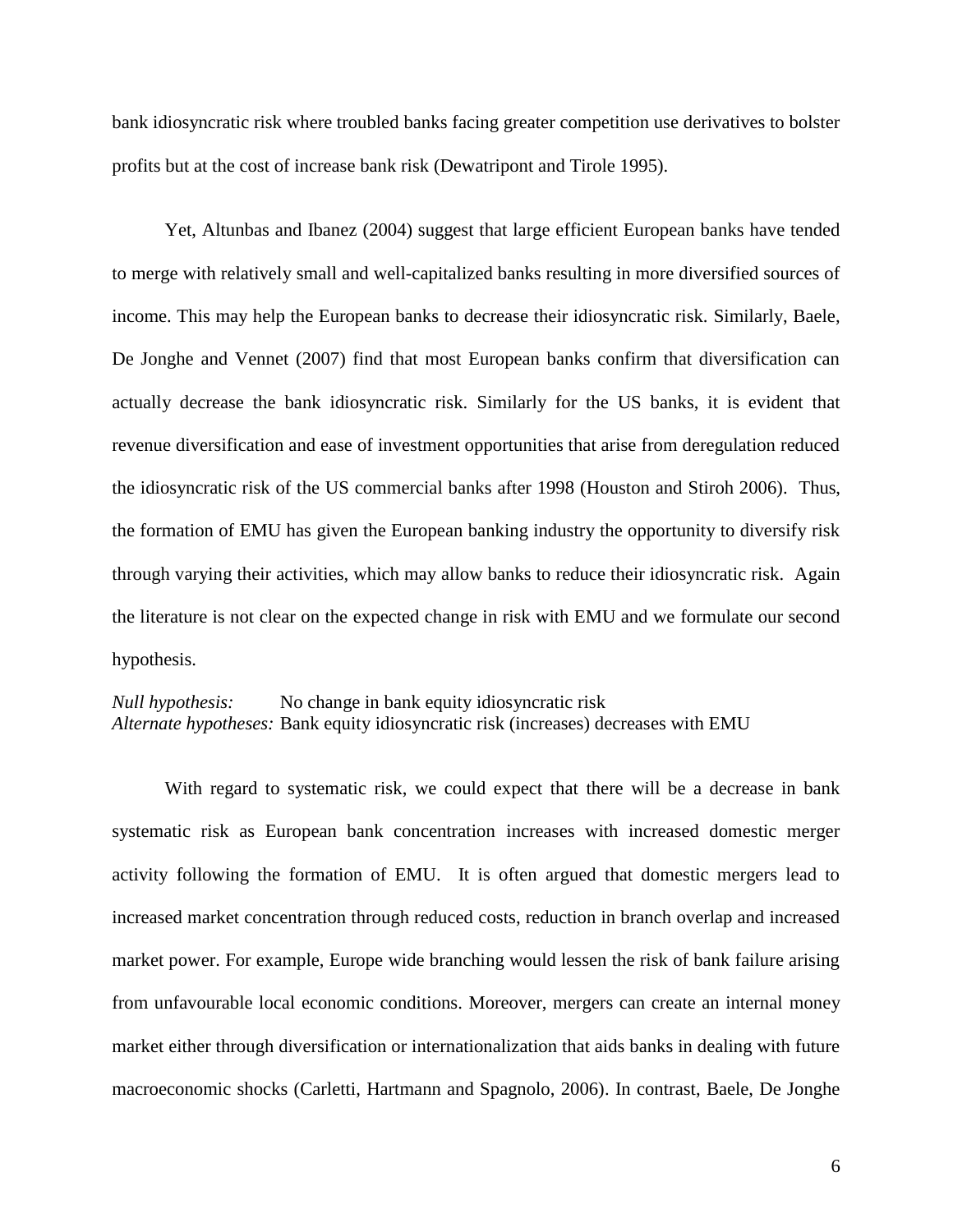bank idiosyncratic risk where troubled banks facing greater competition use derivatives to bolster profits but at the cost of increase bank risk (Dewatripont and Tirole 1995).

Yet, Altunbas and Ibanez (2004) suggest that large efficient European banks have tended to merge with relatively small and well-capitalized banks resulting in more diversified sources of income. This may help the European banks to decrease their idiosyncratic risk. Similarly, Baele, De Jonghe and Vennet (2007) find that most European banks confirm that diversification can actually decrease the bank idiosyncratic risk. Similarly for the US banks, it is evident that revenue diversification and ease of investment opportunities that arise from deregulation reduced the idiosyncratic risk of the US commercial banks after 1998 (Houston and Stiroh 2006). Thus, the formation of EMU has given the European banking industry the opportunity to diversify risk through varying their activities, which may allow banks to reduce their idiosyncratic risk. Again the literature is not clear on the expected change in risk with EMU and we formulate our second hypothesis.

*Null hypothesis:* No change in bank equity idiosyncratic risk
*Alternate hypotheses:* Bank equity idiosyncratic risk (increases) decreases with EMU

With regard to systematic risk, we could expect that there will be a decrease in bank systematic risk as European bank concentration increases with increased domestic merger activity following the formation of EMU. It is often argued that domestic mergers lead to increased market concentration through reduced costs, reduction in branch overlap and increased market power. For example, Europe wide branching would lessen the risk of bank failure arising from unfavourable local economic conditions. Moreover, mergers can create an internal money market either through diversification or internationalization that aids banks in dealing with future macroeconomic shocks (Carletti, Hartmann and Spagnolo, 2006). In contrast, Baele, De Jonghe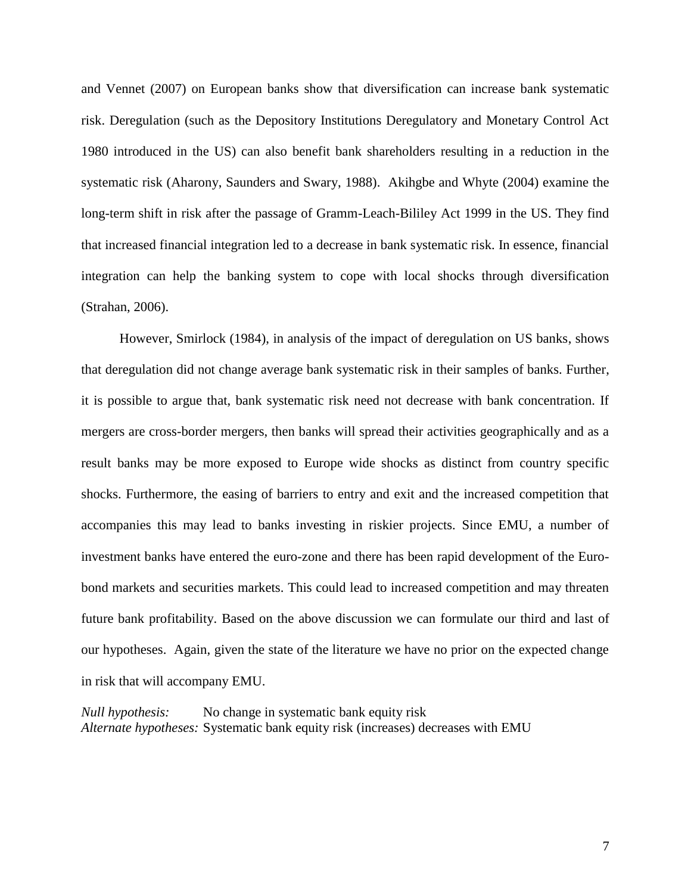and Vennet (2007) on European banks show that diversification can increase bank systematic risk. Deregulation (such as the Depository Institutions Deregulatory and Monetary Control Act 1980 introduced in the US) can also benefit bank shareholders resulting in a reduction in the systematic risk (Aharony, Saunders and Swary, 1988). Akihgbe and Whyte (2004) examine the long-term shift in risk after the passage of Gramm-Leach-Bililey Act 1999 in the US. They find that increased financial integration led to a decrease in bank systematic risk. In essence, financial integration can help the banking system to cope with local shocks through diversification (Strahan, 2006).

However, Smirlock (1984), in analysis of the impact of deregulation on US banks, shows that deregulation did not change average bank systematic risk in their samples of banks. Further, it is possible to argue that, bank systematic risk need not decrease with bank concentration. If mergers are cross-border mergers, then banks will spread their activities geographically and as a result banks may be more exposed to Europe wide shocks as distinct from country specific shocks. Furthermore, the easing of barriers to entry and exit and the increased competition that accompanies this may lead to banks investing in riskier projects. Since EMU, a number of investment banks have entered the euro-zone and there has been rapid development of the Euro-bond markets and securities markets. This could lead to increased competition and may threaten future bank profitability. Based on the above discussion we can formulate our third and last of our hypotheses. Again, given the state of the literature we have no prior on the expected change in risk that will accompany EMU.

*Null hypothesis:* No change in systematic bank equity risk
*Alternate hypotheses:* Systematic bank equity risk (increases) decreases with EMU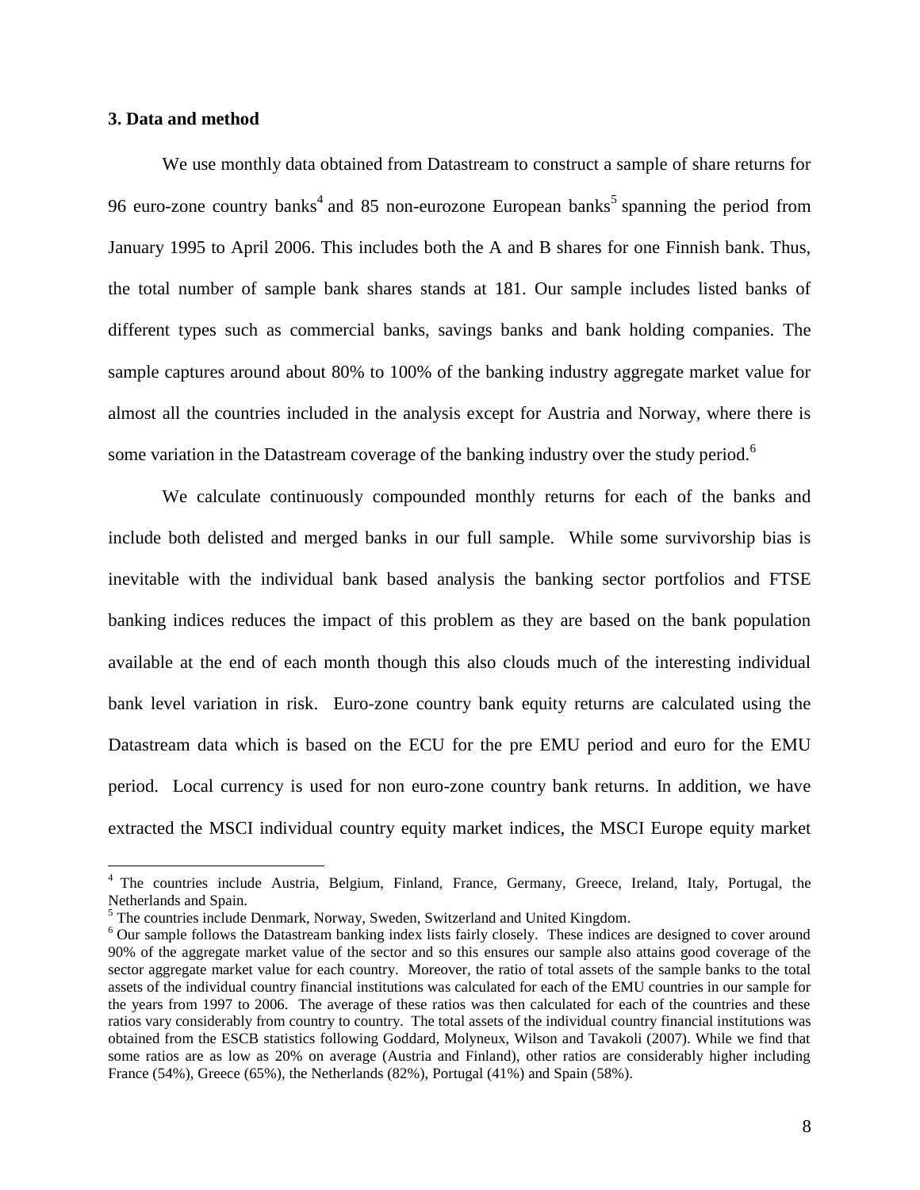### 3. Data and method

We use monthly data obtained from Datastream to construct a sample of share returns for 96 euro-zone country banks[4] and 85 non-eurozone European banks[5] spanning the period from January 1995 to April 2006. This includes both the A and B shares for one Finnish bank. Thus, the total number of sample bank shares stands at 181. Our sample includes listed banks of different types such as commercial banks, savings banks and bank holding companies. The sample captures around about 80% to 100% of the banking industry aggregate market value for almost all the countries included in the analysis except for Austria and Norway, where there is some variation in the Datastream coverage of the banking industry over the study period.[6]

We calculate continuously compounded monthly returns for each of the banks and include both delisted and merged banks in our full sample. While some survivorship bias is inevitable with the individual bank based analysis the banking sector portfolios and FTSE banking indices reduces the impact of this problem as they are based on the bank population available at the end of each month though this also clouds much of the interesting individual bank level variation in risk. Euro-zone country bank equity returns are calculated using the Datastream data which is based on the ECU for the pre EMU period and euro for the EMU period. Local currency is used for non euro-zone country bank returns. In addition, we have extracted the MSCI individual country equity market indices, the MSCI Europe equity market

---

[4] The countries include Austria, Belgium, Finland, France, Germany, Greece, Ireland, Italy, Portugal, the Netherlands and Spain.

[5] The countries include Denmark, Norway, Sweden, Switzerland and United Kingdom.

[6] Our sample follows the Datastream banking index lists fairly closely. These indices are designed to cover around 90% of the aggregate market value of the sector and so this ensures our sample also attains good coverage of the sector aggregate market value for each country. Moreover, the ratio of total assets of the sample banks to the total assets of the individual country financial institutions was calculated for each of the EMU countries in our sample for the years from 1997 to 2006. The average of these ratios was then calculated for each of the countries and these ratios vary considerably from country to country. The total assets of the individual country financial institutions was obtained from the ESCB statistics following Goddard, Molyneux, Wilson and Tavakoli (2007). While we find that some ratios are as low as 20% on average (Austria and Finland), other ratios are considerably higher including France (54%), Greece (65%), the Netherlands (82%), Portugal (41%) and Spain (58%).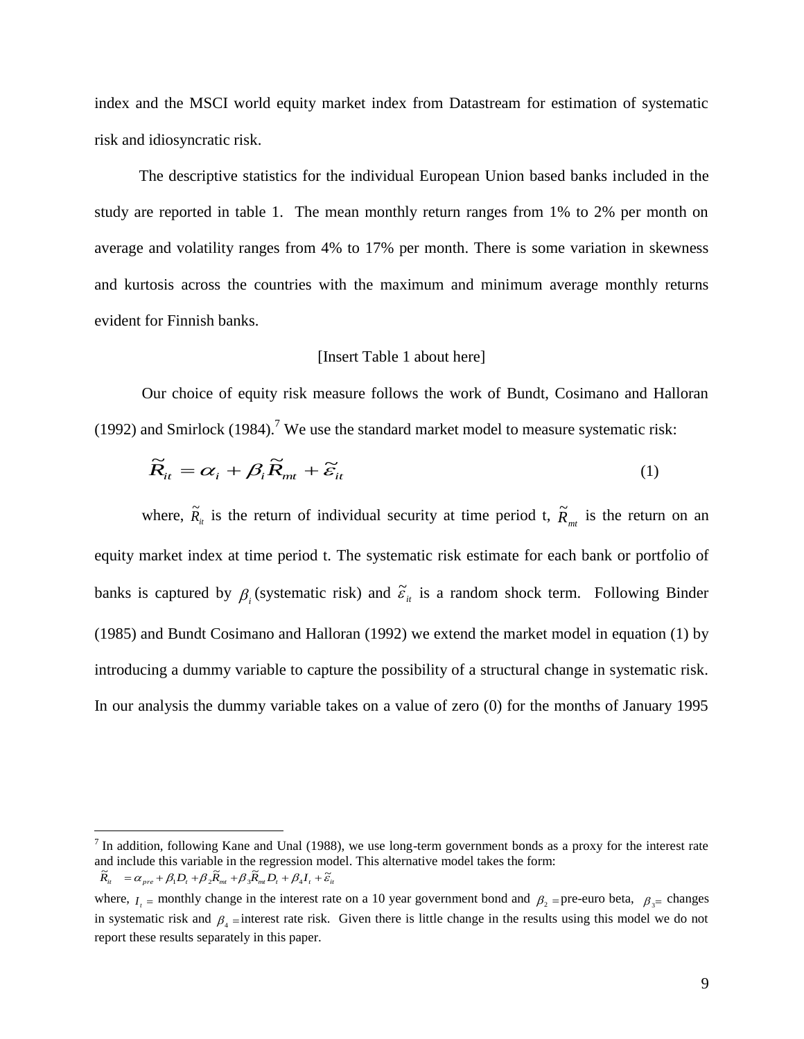index and the MSCI world equity market index from Datastream for estimation of systematic risk and idiosyncratic risk.

The descriptive statistics for the individual European Union based banks included in the study are reported in table 1. The mean monthly return ranges from 1% to 2% per month on average and volatility ranges from 4% to 17% per month. There is some variation in skewness and kurtosis across the countries with the maximum and minimum average monthly returns evident for Finnish banks.

[Insert Table 1 about here]

Our choice of equity risk measure follows the work of Bundt, Cosimano and Halloran (1992) and Smirlock (1984).[7] We use the standard market model to measure systematic risk:

$$\widetilde{R}_{it} = \alpha_i + \beta_i \widetilde{R}_{mt} + \widetilde{\varepsilon}_{it} \tag{1}$$

where, $\widetilde{R}_{it}$ is the return of individual security at time period t, $\widetilde{R}_{mt}$ is the return on an equity market index at time period t. The systematic risk estimate for each bank or portfolio of banks is captured by $\beta_i$ (systematic risk) and $\widetilde{\varepsilon}_{it}$ is a random shock term. Following Binder (1985) and Bundt Cosimano and Halloran (1992) we extend the market model in equation (1) by introducing a dummy variable to capture the possibility of a structural change in systematic risk. In our analysis the dummy variable takes on a value of zero (0) for the months of January 1995

---

[7] In addition, following Kane and Unal (1988), we use long-term government bonds as a proxy for the interest rate and include this variable in the regression model. This alternative model takes the form:
$\widetilde{R}_{it} = \alpha_{pre} + \beta_1 D_t + \beta_2 \widetilde{R}_{mt} + \beta_3 \widetilde{R}_{mt} D_t + \beta_4 I_t + \widetilde{\varepsilon}_{it}$

where, $I_t$ = monthly change in the interest rate on a 10 year government bond and $\beta_2$ = pre-euro beta, $\beta_3$ = changes in systematic risk and $\beta_4$ = interest rate risk. Given there is little change in the results using this model we do not report these results separately in this paper.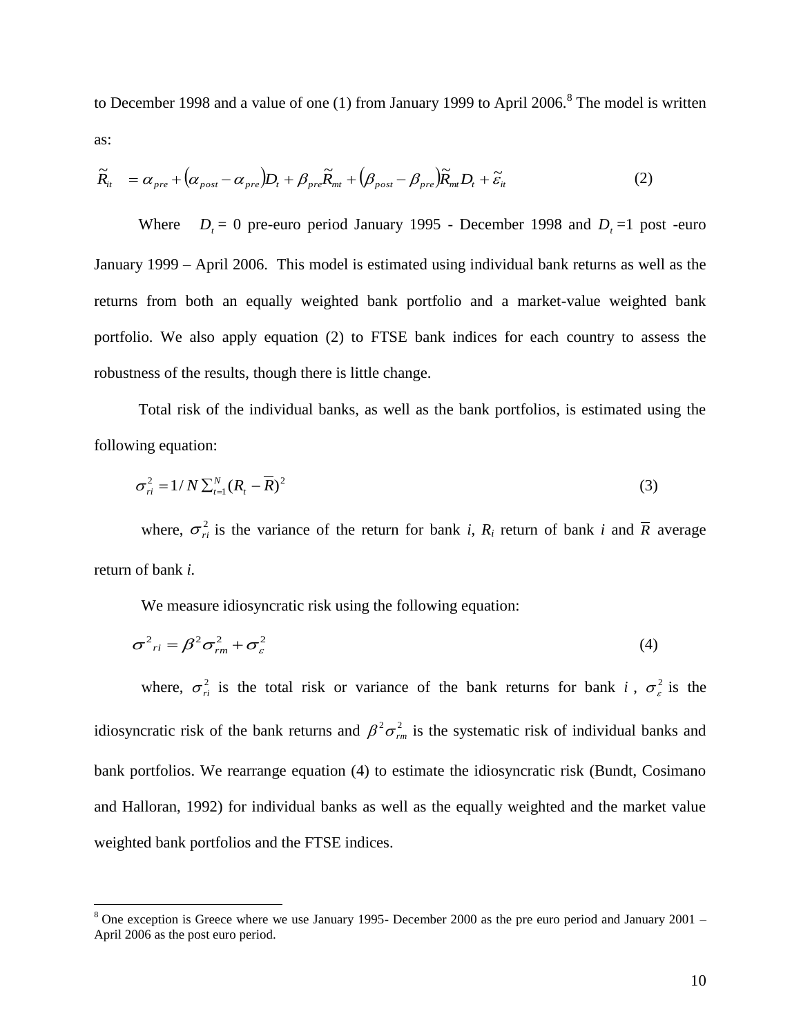to December 1998 and a value of one (1) from January 1999 to April 2006.[8] The model is written as:

$$\tilde{R}_{it} = \alpha_{pre} + \left(\alpha_{post} - \alpha_{pre}\right)D_t + \beta_{pre}\tilde{R}_{mt} + \left(\beta_{post} - \beta_{pre}\right)\tilde{R}_{mt}D_t + \tilde{\varepsilon}_{it} \tag{2}$$

Where $D_t = 0$ pre-euro period January 1995 - December 1998 and $D_t = 1$ post -euro January 1999 – April 2006. This model is estimated using individual bank returns as well as the returns from both an equally weighted bank portfolio and a market-value weighted bank portfolio. We also apply equation (2) to FTSE bank indices for each country to assess the robustness of the results, though there is little change.

Total risk of the individual banks, as well as the bank portfolios, is estimated using the following equation:

$$\sigma_{ri}^2 = 1/N \sum_{t=1}^{N} (R_t - \overline{R})^2 \tag{3}$$

where, $\sigma_{ri}^2$ is the variance of the return for bank *i*, $R_i$ return of bank *i* and $\overline{R}$ average return of bank *i*.

We measure idiosyncratic risk using the following equation:

$$\sigma^2{}_{ri} = \beta^2 \sigma_{rm}^2 + \sigma_{\varepsilon}^2 \tag{4}$$

where, $\sigma_{ri}^2$ is the total risk or variance of the bank returns for bank $i$, $\sigma_{\varepsilon}^2$ is the idiosyncratic risk of the bank returns and $\beta^2 \sigma_{rm}^2$ is the systematic risk of individual banks and bank portfolios. We rearrange equation (4) to estimate the idiosyncratic risk (Bundt, Cosimano and Halloran, 1992) for individual banks as well as the equally weighted and the market value weighted bank portfolios and the FTSE indices.

---

[8] One exception is Greece where we use January 1995- December 2000 as the pre euro period and January 2001 – April 2006 as the post euro period.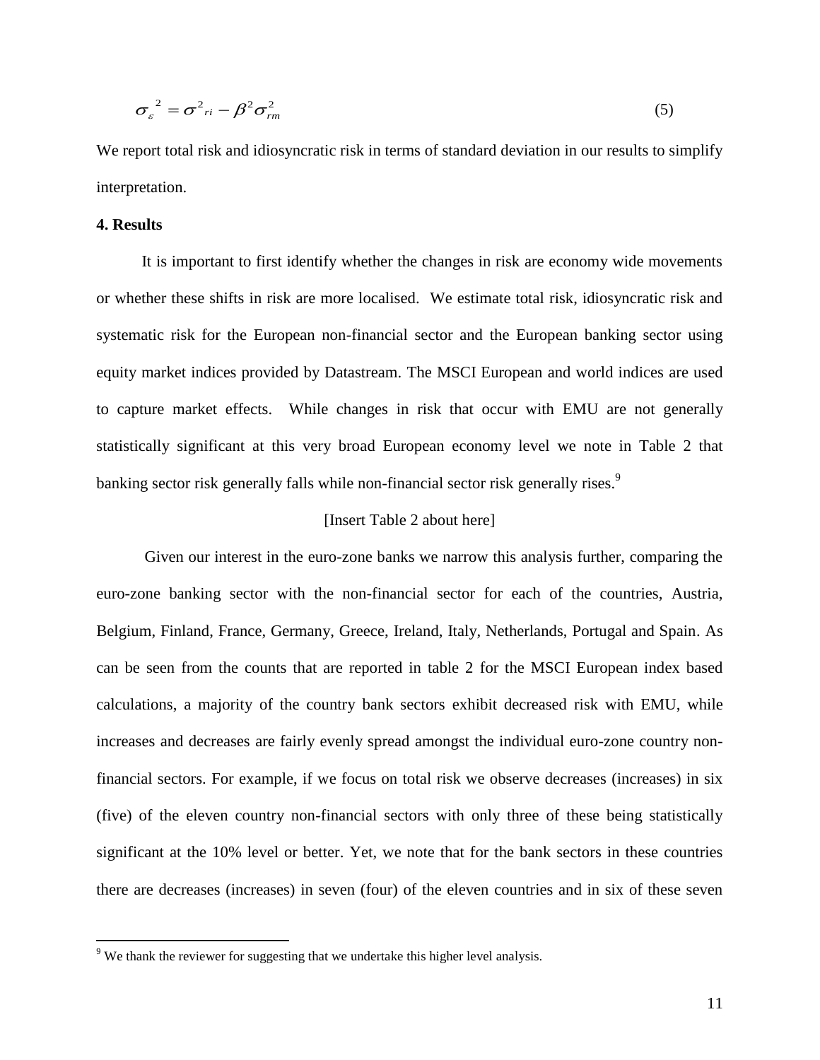$$\sigma_{\varepsilon}^{2} = \sigma^{2}_{ri} - \beta^{2}\sigma_{rm}^{2} \tag{5}$$

We report total risk and idiosyncratic risk in terms of standard deviation in our results to simplify interpretation.

**4. Results**

It is important to first identify whether the changes in risk are economy wide movements or whether these shifts in risk are more localised. We estimate total risk, idiosyncratic risk and systematic risk for the European non-financial sector and the European banking sector using equity market indices provided by Datastream. The MSCI European and world indices are used to capture market effects. While changes in risk that occur with EMU are not generally statistically significant at this very broad European economy level we note in Table 2 that banking sector risk generally falls while non-financial sector risk generally rises.[9]

[Insert Table 2 about here]

Given our interest in the euro-zone banks we narrow this analysis further, comparing the euro-zone banking sector with the non-financial sector for each of the countries, Austria, Belgium, Finland, France, Germany, Greece, Ireland, Italy, Netherlands, Portugal and Spain. As can be seen from the counts that are reported in table 2 for the MSCI European index based calculations, a majority of the country bank sectors exhibit decreased risk with EMU, while increases and decreases are fairly evenly spread amongst the individual euro-zone country non-financial sectors. For example, if we focus on total risk we observe decreases (increases) in six (five) of the eleven country non-financial sectors with only three of these being statistically significant at the 10% level or better. Yet, we note that for the bank sectors in these countries there are decreases (increases) in seven (four) of the eleven countries and in six of these seven

[9] We thank the reviewer for suggesting that we undertake this higher level analysis.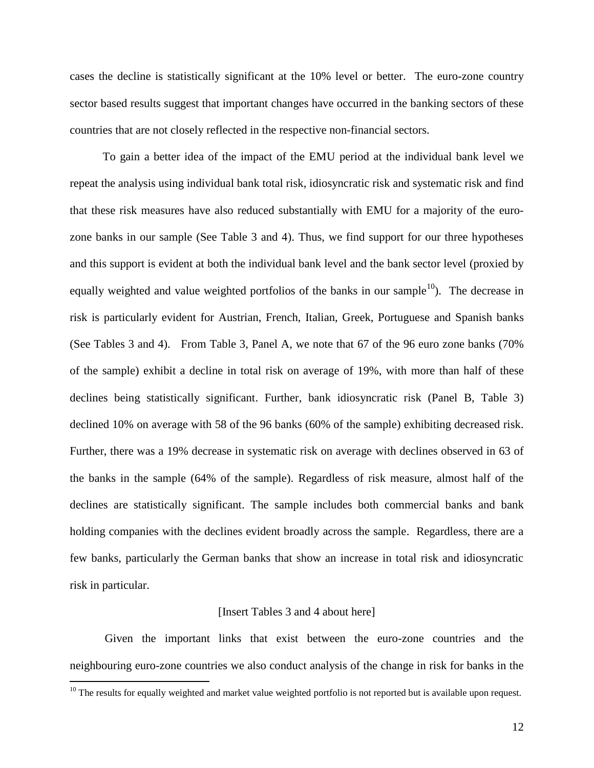cases the decline is statistically significant at the 10% level or better. The euro-zone country sector based results suggest that important changes have occurred in the banking sectors of these countries that are not closely reflected in the respective non-financial sectors.

To gain a better idea of the impact of the EMU period at the individual bank level we repeat the analysis using individual bank total risk, idiosyncratic risk and systematic risk and find that these risk measures have also reduced substantially with EMU for a majority of the euro-zone banks in our sample (See Table 3 and 4). Thus, we find support for our three hypotheses and this support is evident at both the individual bank level and the bank sector level (proxied by equally weighted and value weighted portfolios of the banks in our sample[10]). The decrease in risk is particularly evident for Austrian, French, Italian, Greek, Portuguese and Spanish banks (See Tables 3 and 4). From Table 3, Panel A, we note that 67 of the 96 euro zone banks (70% of the sample) exhibit a decline in total risk on average of 19%, with more than half of these declines being statistically significant. Further, bank idiosyncratic risk (Panel B, Table 3) declined 10% on average with 58 of the 96 banks (60% of the sample) exhibiting decreased risk. Further, there was a 19% decrease in systematic risk on average with declines observed in 63 of the banks in the sample (64% of the sample). Regardless of risk measure, almost half of the declines are statistically significant. The sample includes both commercial banks and bank holding companies with the declines evident broadly across the sample. Regardless, there are a few banks, particularly the German banks that show an increase in total risk and idiosyncratic risk in particular.

[Insert Tables 3 and 4 about here]

Given the important links that exist between the euro-zone countries and the neighbouring euro-zone countries we also conduct analysis of the change in risk for banks in the

[10] The results for equally weighted and market value weighted portfolio is not reported but is available upon request.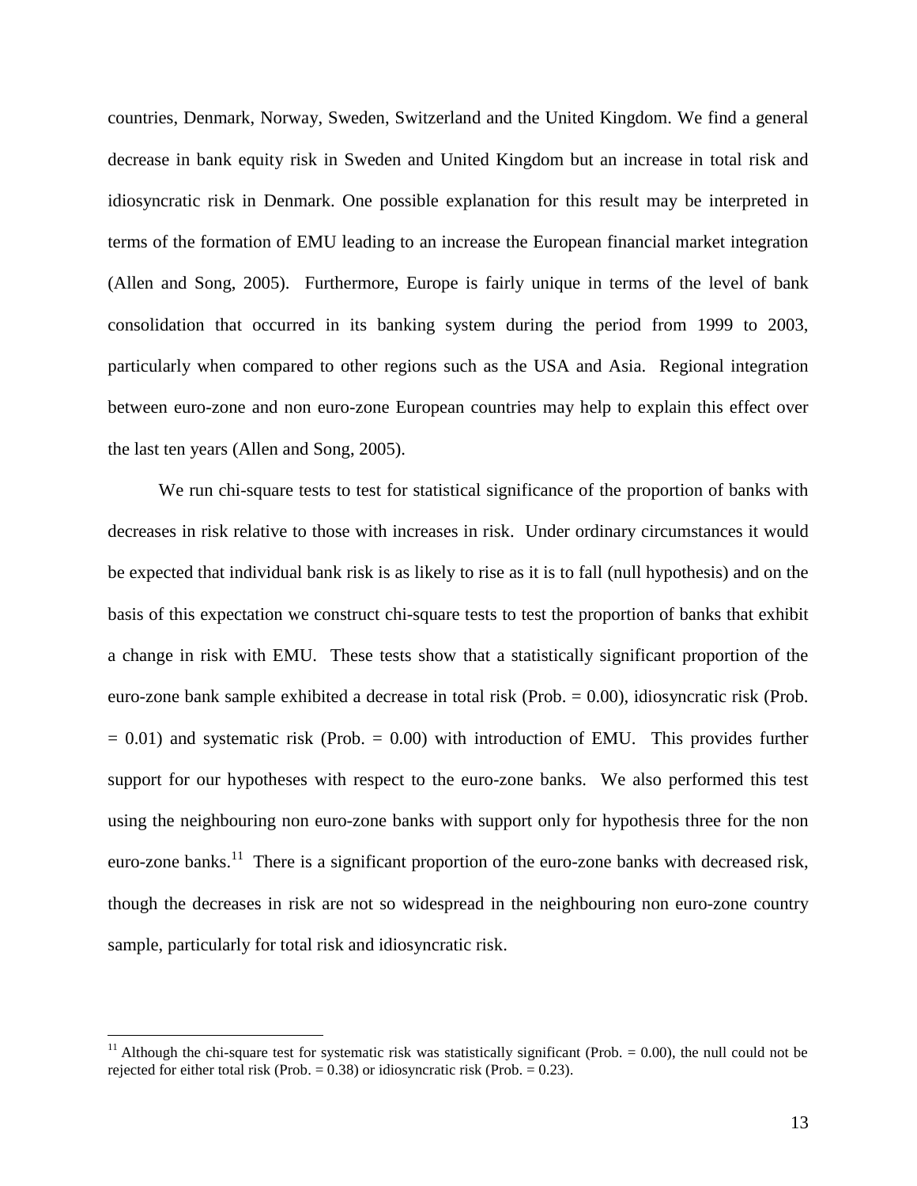countries, Denmark, Norway, Sweden, Switzerland and the United Kingdom. We find a general decrease in bank equity risk in Sweden and United Kingdom but an increase in total risk and idiosyncratic risk in Denmark. One possible explanation for this result may be interpreted in terms of the formation of EMU leading to an increase the European financial market integration (Allen and Song, 2005). Furthermore, Europe is fairly unique in terms of the level of bank consolidation that occurred in its banking system during the period from 1999 to 2003, particularly when compared to other regions such as the USA and Asia. Regional integration between euro-zone and non euro-zone European countries may help to explain this effect over the last ten years (Allen and Song, 2005).

We run chi-square tests to test for statistical significance of the proportion of banks with decreases in risk relative to those with increases in risk. Under ordinary circumstances it would be expected that individual bank risk is as likely to rise as it is to fall (null hypothesis) and on the basis of this expectation we construct chi-square tests to test the proportion of banks that exhibit a change in risk with EMU. These tests show that a statistically significant proportion of the euro-zone bank sample exhibited a decrease in total risk (Prob. = 0.00), idiosyncratic risk (Prob. = 0.01) and systematic risk (Prob. = 0.00) with introduction of EMU. This provides further support for our hypotheses with respect to the euro-zone banks. We also performed this test using the neighbouring non euro-zone banks with support only for hypothesis three for the non euro-zone banks.[11] There is a significant proportion of the euro-zone banks with decreased risk, though the decreases in risk are not so widespread in the neighbouring non euro-zone country sample, particularly for total risk and idiosyncratic risk.

---

[11] Although the chi-square test for systematic risk was statistically significant (Prob. = 0.00), the null could not be rejected for either total risk (Prob. = 0.38) or idiosyncratic risk (Prob. = 0.23).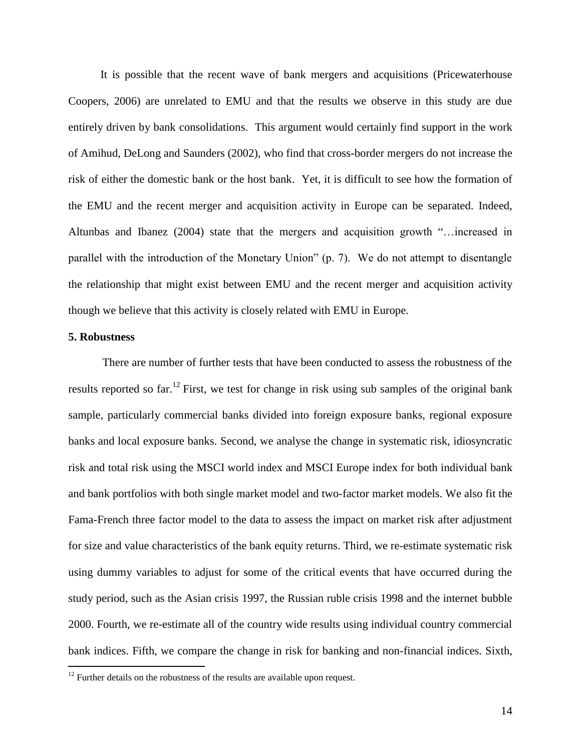It is possible that the recent wave of bank mergers and acquisitions (Pricewaterhouse Coopers, 2006) are unrelated to EMU and that the results we observe in this study are due entirely driven by bank consolidations. This argument would certainly find support in the work of Amihud, DeLong and Saunders (2002), who find that cross-border mergers do not increase the risk of either the domestic bank or the host bank. Yet, it is difficult to see how the formation of the EMU and the recent merger and acquisition activity in Europe can be separated. Indeed, Altunbas and Ibanez (2004) state that the mergers and acquisition growth "…increased in parallel with the introduction of the Monetary Union" (p. 7). We do not attempt to disentangle the relationship that might exist between EMU and the recent merger and acquisition activity though we believe that this activity is closely related with EMU in Europe.

## 5. Robustness

There are number of further tests that have been conducted to assess the robustness of the results reported so far.[12] First, we test for change in risk using sub samples of the original bank sample, particularly commercial banks divided into foreign exposure banks, regional exposure banks and local exposure banks. Second, we analyse the change in systematic risk, idiosyncratic risk and total risk using the MSCI world index and MSCI Europe index for both individual bank and bank portfolios with both single market model and two-factor market models. We also fit the Fama-French three factor model to the data to assess the impact on market risk after adjustment for size and value characteristics of the bank equity returns. Third, we re-estimate systematic risk using dummy variables to adjust for some of the critical events that have occurred during the study period, such as the Asian crisis 1997, the Russian ruble crisis 1998 and the internet bubble 2000. Fourth, we re-estimate all of the country wide results using individual country commercial bank indices. Fifth, we compare the change in risk for banking and non-financial indices. Sixth,

[12] Further details on the robustness of the results are available upon request.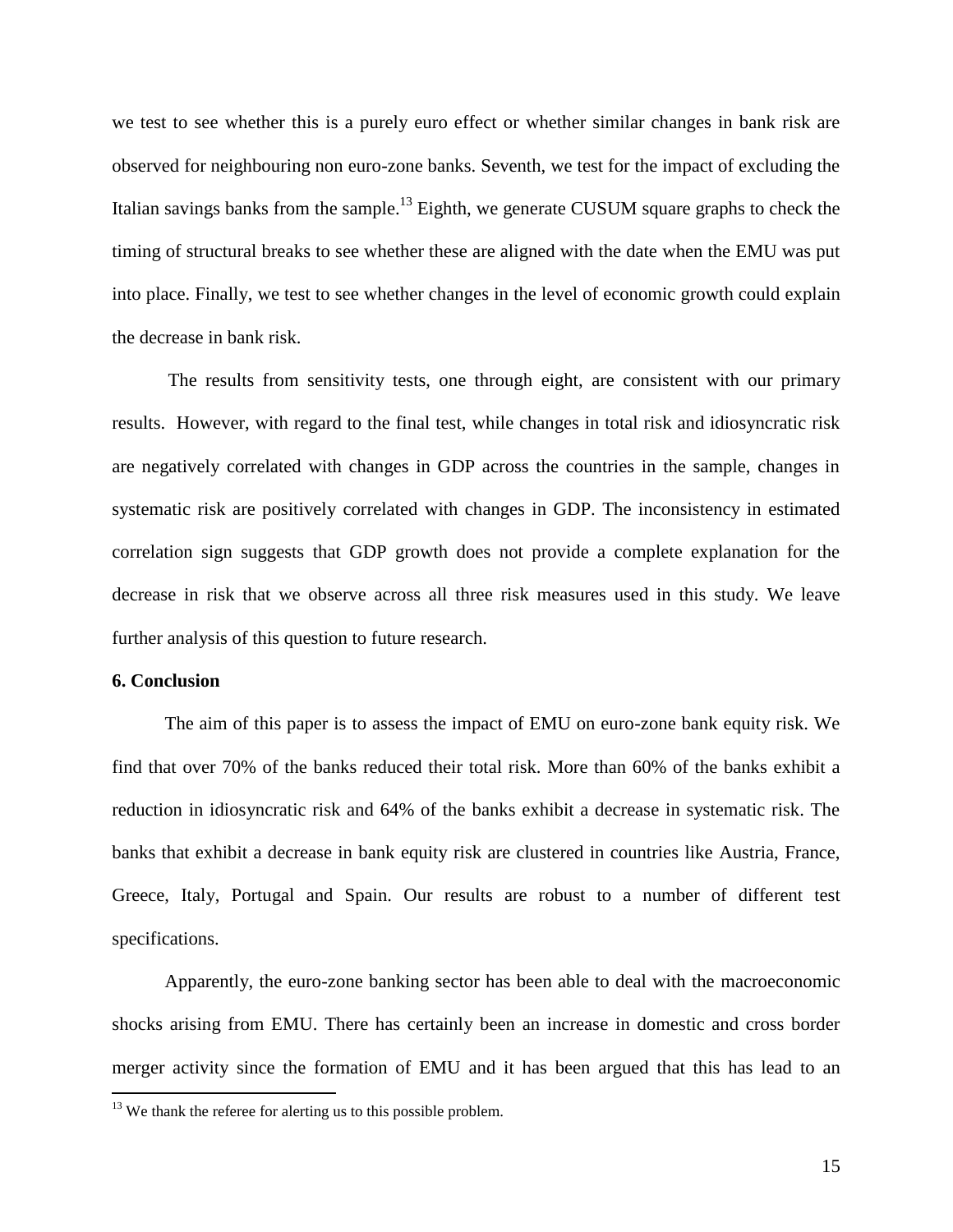we test to see whether this is a purely euro effect or whether similar changes in bank risk are observed for neighbouring non euro-zone banks. Seventh, we test for the impact of excluding the Italian savings banks from the sample.[13] Eighth, we generate CUSUM square graphs to check the timing of structural breaks to see whether these are aligned with the date when the EMU was put into place. Finally, we test to see whether changes in the level of economic growth could explain the decrease in bank risk.

The results from sensitivity tests, one through eight, are consistent with our primary results. However, with regard to the final test, while changes in total risk and idiosyncratic risk are negatively correlated with changes in GDP across the countries in the sample, changes in systematic risk are positively correlated with changes in GDP. The inconsistency in estimated correlation sign suggests that GDP growth does not provide a complete explanation for the decrease in risk that we observe across all three risk measures used in this study. We leave further analysis of this question to future research.

**6. Conclusion**

The aim of this paper is to assess the impact of EMU on euro-zone bank equity risk. We find that over 70% of the banks reduced their total risk. More than 60% of the banks exhibit a reduction in idiosyncratic risk and 64% of the banks exhibit a decrease in systematic risk. The banks that exhibit a decrease in bank equity risk are clustered in countries like Austria, France, Greece, Italy, Portugal and Spain. Our results are robust to a number of different test specifications.

Apparently, the euro-zone banking sector has been able to deal with the macroeconomic shocks arising from EMU. There has certainly been an increase in domestic and cross border merger activity since the formation of EMU and it has been argued that this has lead to an

[13] We thank the referee for alerting us to this possible problem.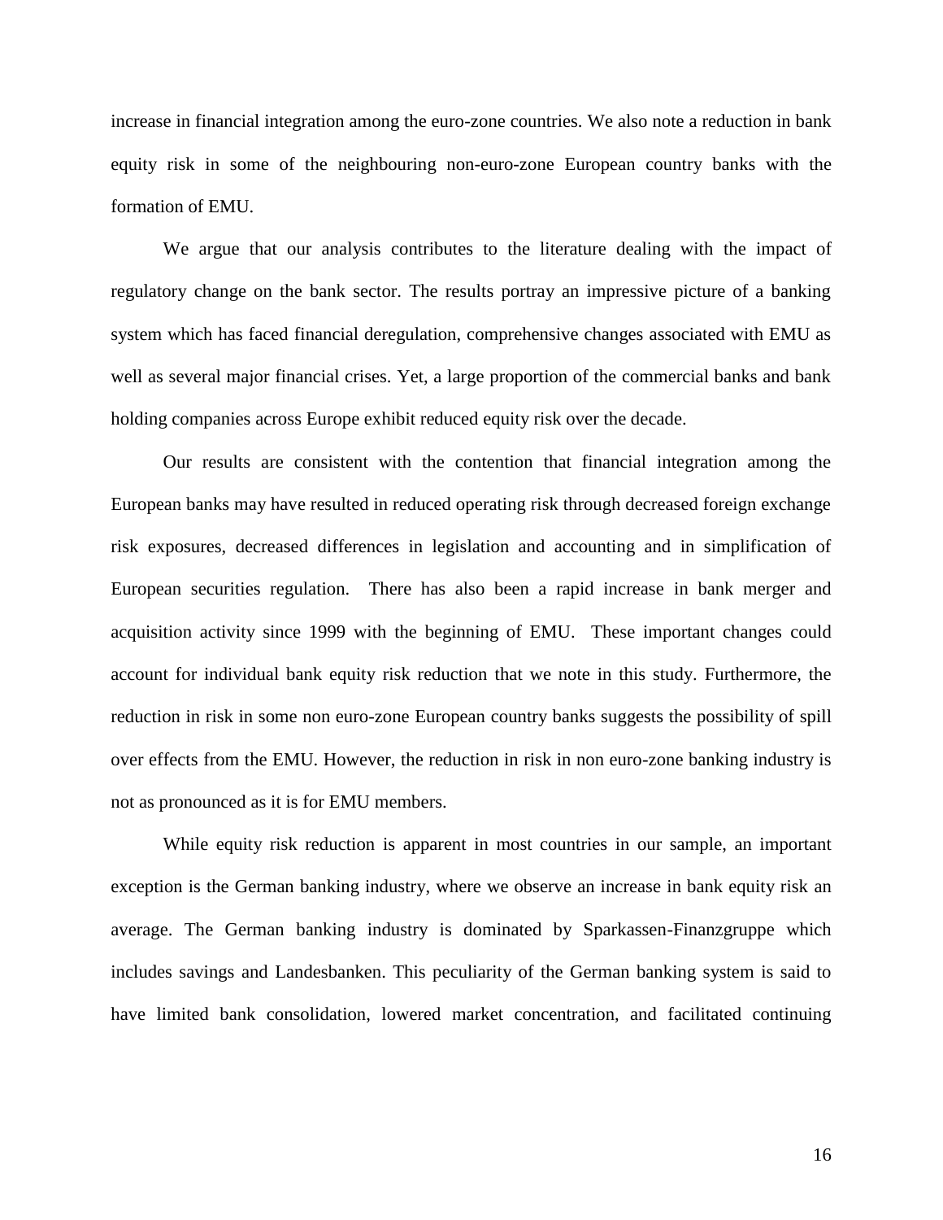increase in financial integration among the euro-zone countries. We also note a reduction in bank equity risk in some of the neighbouring non-euro-zone European country banks with the formation of EMU.

We argue that our analysis contributes to the literature dealing with the impact of regulatory change on the bank sector. The results portray an impressive picture of a banking system which has faced financial deregulation, comprehensive changes associated with EMU as well as several major financial crises. Yet, a large proportion of the commercial banks and bank holding companies across Europe exhibit reduced equity risk over the decade.

Our results are consistent with the contention that financial integration among the European banks may have resulted in reduced operating risk through decreased foreign exchange risk exposures, decreased differences in legislation and accounting and in simplification of European securities regulation. There has also been a rapid increase in bank merger and acquisition activity since 1999 with the beginning of EMU. These important changes could account for individual bank equity risk reduction that we note in this study. Furthermore, the reduction in risk in some non euro-zone European country banks suggests the possibility of spill over effects from the EMU. However, the reduction in risk in non euro-zone banking industry is not as pronounced as it is for EMU members.

While equity risk reduction is apparent in most countries in our sample, an important exception is the German banking industry, where we observe an increase in bank equity risk an average. The German banking industry is dominated by Sparkassen-Finanzgruppe which includes savings and Landesbanken. This peculiarity of the German banking system is said to have limited bank consolidation, lowered market concentration, and facilitated continuing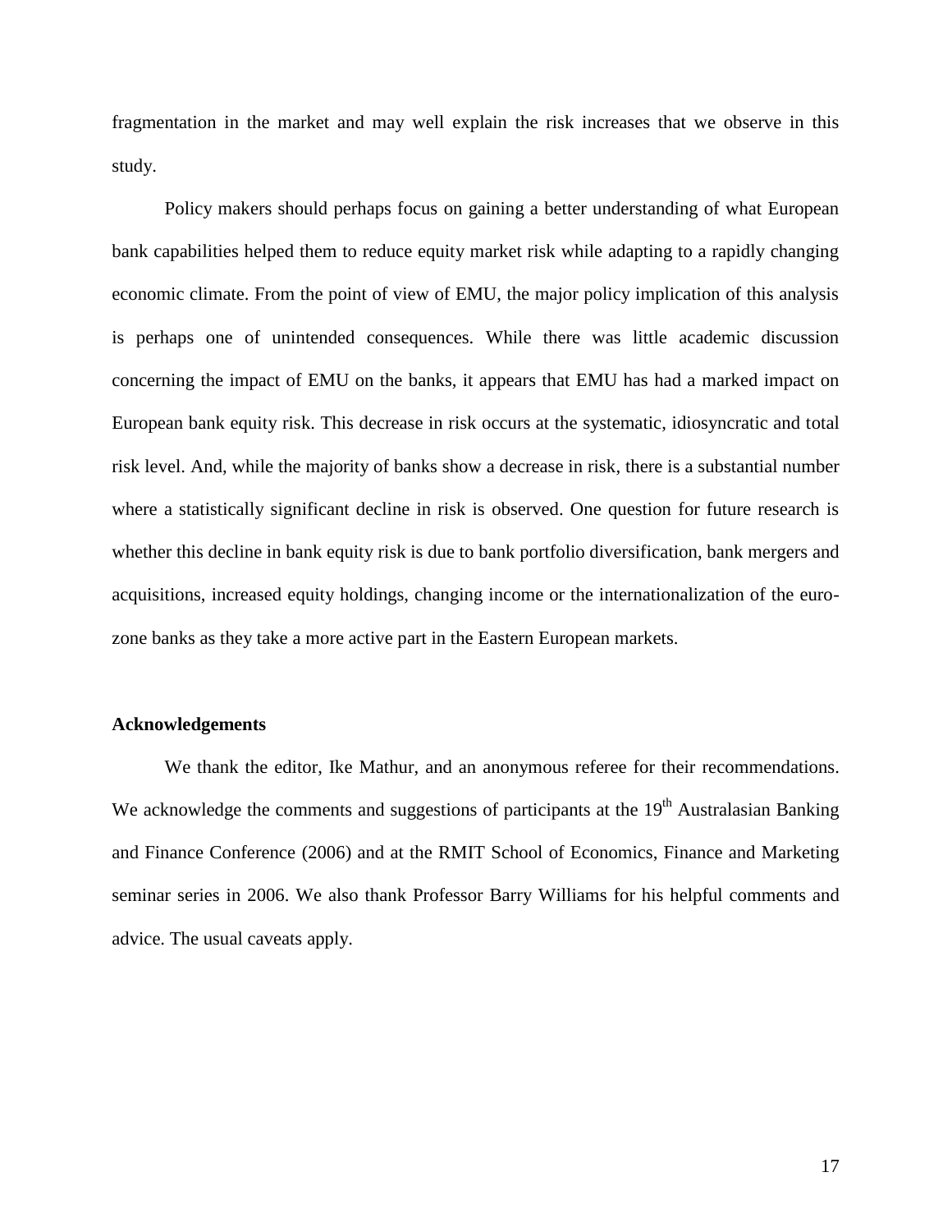fragmentation in the market and may well explain the risk increases that we observe in this study.

Policy makers should perhaps focus on gaining a better understanding of what European bank capabilities helped them to reduce equity market risk while adapting to a rapidly changing economic climate. From the point of view of EMU, the major policy implication of this analysis is perhaps one of unintended consequences. While there was little academic discussion concerning the impact of EMU on the banks, it appears that EMU has had a marked impact on European bank equity risk. This decrease in risk occurs at the systematic, idiosyncratic and total risk level. And, while the majority of banks show a decrease in risk, there is a substantial number where a statistically significant decline in risk is observed. One question for future research is whether this decline in bank equity risk is due to bank portfolio diversification, bank mergers and acquisitions, increased equity holdings, changing income or the internationalization of the euro-zone banks as they take a more active part in the Eastern European markets.

### Acknowledgements

We thank the editor, Ike Mathur, and an anonymous referee for their recommendations. We acknowledge the comments and suggestions of participants at the 19th Australasian Banking and Finance Conference (2006) and at the RMIT School of Economics, Finance and Marketing seminar series in 2006. We also thank Professor Barry Williams for his helpful comments and advice. The usual caveats apply.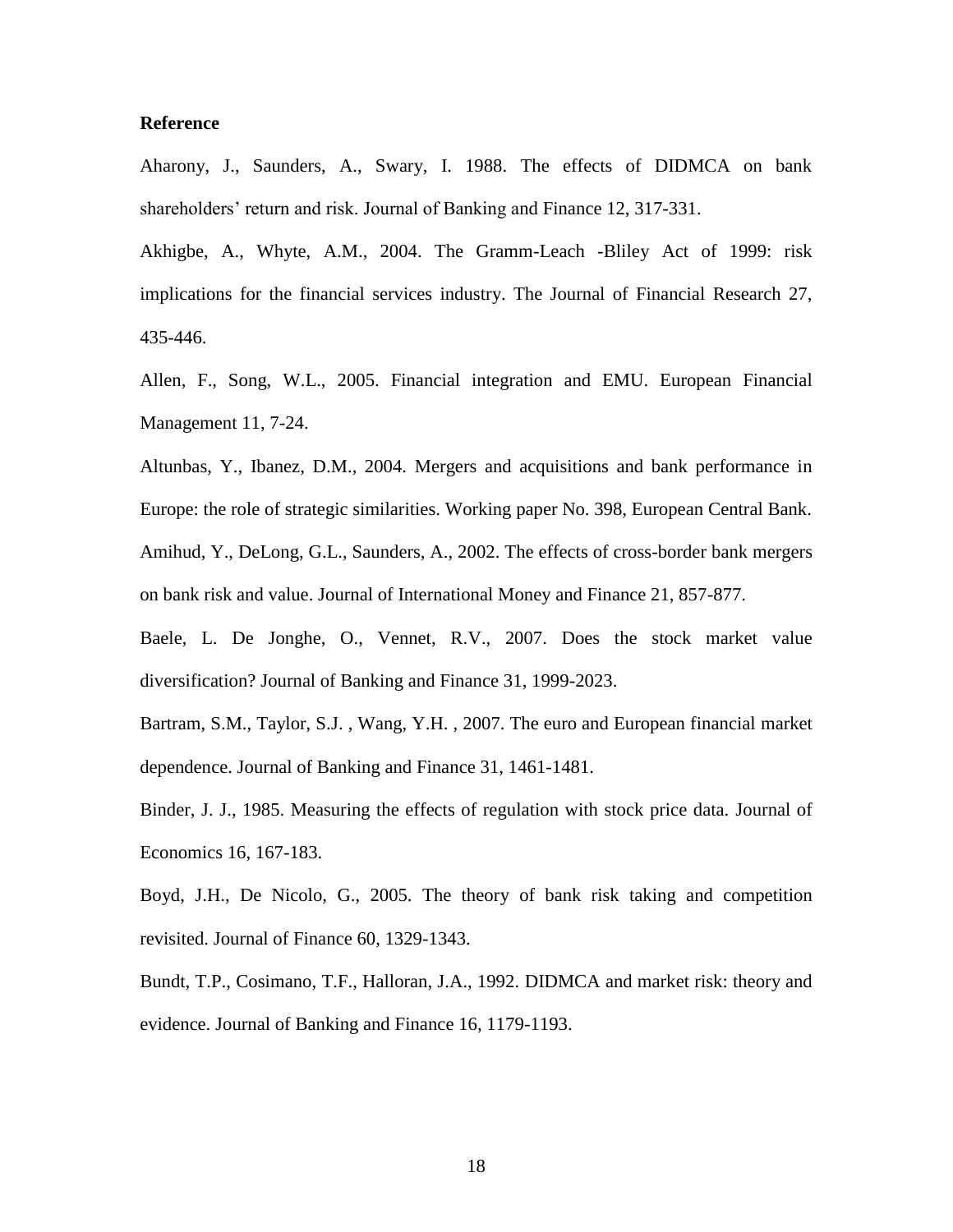**Reference**

Aharony, J., Saunders, A., Swary, I. 1988. The effects of DIDMCA on bank shareholders' return and risk. Journal of Banking and Finance 12, 317-331.

Akhigbe, A., Whyte, A.M., 2004. The Gramm-Leach -Bliley Act of 1999: risk implications for the financial services industry. The Journal of Financial Research 27, 435-446.

Allen, F., Song, W.L., 2005. Financial integration and EMU. European Financial Management 11, 7-24.

Altunbas, Y., Ibanez, D.M., 2004. Mergers and acquisitions and bank performance in Europe: the role of strategic similarities. Working paper No. 398, European Central Bank.

Amihud, Y., DeLong, G.L., Saunders, A., 2002. The effects of cross-border bank mergers on bank risk and value. Journal of International Money and Finance 21, 857-877.

Baele, L. De Jonghe, O., Vennet, R.V., 2007. Does the stock market value diversification? Journal of Banking and Finance 31, 1999-2023.

Bartram, S.M., Taylor, S.J. , Wang, Y.H. , 2007. The euro and European financial market dependence. Journal of Banking and Finance 31, 1461-1481.

Binder, J. J., 1985. Measuring the effects of regulation with stock price data. Journal of Economics 16, 167-183.

Boyd, J.H., De Nicolo, G., 2005. The theory of bank risk taking and competition revisited. Journal of Finance 60, 1329-1343.

Bundt, T.P., Cosimano, T.F., Halloran, J.A., 1992. DIDMCA and market risk: theory and evidence. Journal of Banking and Finance 16, 1179-1193.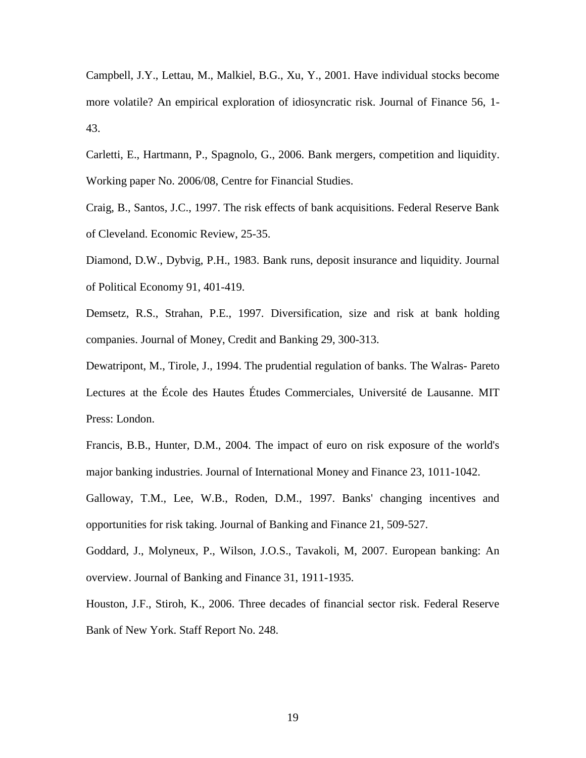Campbell, J.Y., Lettau, M., Malkiel, B.G., Xu, Y., 2001. Have individual stocks become more volatile? An empirical exploration of idiosyncratic risk. Journal of Finance 56, 1-43.

Carletti, E., Hartmann, P., Spagnolo, G., 2006. Bank mergers, competition and liquidity. Working paper No. 2006/08, Centre for Financial Studies.

Craig, B., Santos, J.C., 1997. The risk effects of bank acquisitions. Federal Reserve Bank of Cleveland. Economic Review, 25-35.

Diamond, D.W., Dybvig, P.H., 1983. Bank runs, deposit insurance and liquidity. Journal of Political Economy 91, 401-419.

Demsetz, R.S., Strahan, P.E., 1997. Diversification, size and risk at bank holding companies. Journal of Money, Credit and Banking 29, 300-313.

Dewatripont, M., Tirole, J., 1994. The prudential regulation of banks. The Walras- Pareto Lectures at the École des Hautes Études Commerciales, Université de Lausanne. MIT Press: London.

Francis, B.B., Hunter, D.M., 2004. The impact of euro on risk exposure of the world's major banking industries. Journal of International Money and Finance 23, 1011-1042.

Galloway, T.M., Lee, W.B., Roden, D.M., 1997. Banks' changing incentives and opportunities for risk taking. Journal of Banking and Finance 21, 509-527.

Goddard, J., Molyneux, P., Wilson, J.O.S., Tavakoli, M, 2007. European banking: An overview. Journal of Banking and Finance 31, 1911-1935.

Houston, J.F., Stiroh, K., 2006. Three decades of financial sector risk. Federal Reserve Bank of New York. Staff Report No. 248.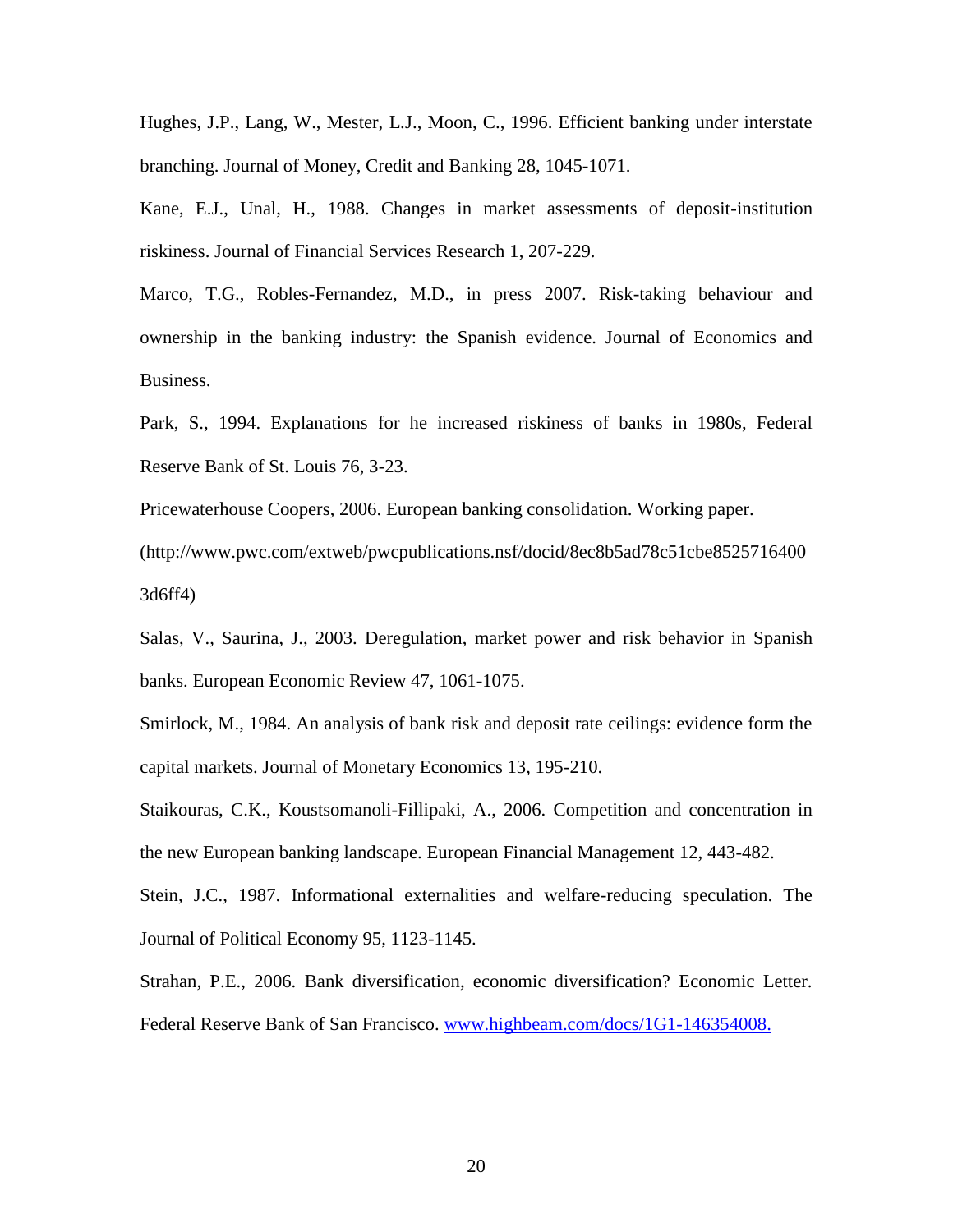Hughes, J.P., Lang, W., Mester, L.J., Moon, C., 1996. Efficient banking under interstate branching. Journal of Money, Credit and Banking 28, 1045-1071.

Kane, E.J., Unal, H., 1988. Changes in market assessments of deposit-institution riskiness. Journal of Financial Services Research 1, 207-229.

Marco, T.G., Robles-Fernandez, M.D., in press 2007. Risk-taking behaviour and ownership in the banking industry: the Spanish evidence. Journal of Economics and Business.

Park, S., 1994. Explanations for he increased riskiness of banks in 1980s, Federal Reserve Bank of St. Louis 76, 3-23.

Pricewaterhouse Coopers, 2006. European banking consolidation. Working paper. (http://www.pwc.com/extweb/pwcpublications.nsf/docid/8ec8b5ad78c51cbe85257164003d6ff4)

Salas, V., Saurina, J., 2003. Deregulation, market power and risk behavior in Spanish banks. European Economic Review 47, 1061-1075.

Smirlock, M., 1984. An analysis of bank risk and deposit rate ceilings: evidence form the capital markets. Journal of Monetary Economics 13, 195-210.

Staikouras, C.K., Koustsomanoli-Fillipaki, A., 2006. Competition and concentration in the new European banking landscape. European Financial Management 12, 443-482.

Stein, J.C., 1987. Informational externalities and welfare-reducing speculation. The Journal of Political Economy 95, 1123-1145.

Strahan, P.E., 2006. Bank diversification, economic diversification? Economic Letter. Federal Reserve Bank of San Francisco. www.highbeam.com/docs/1G1-146354008.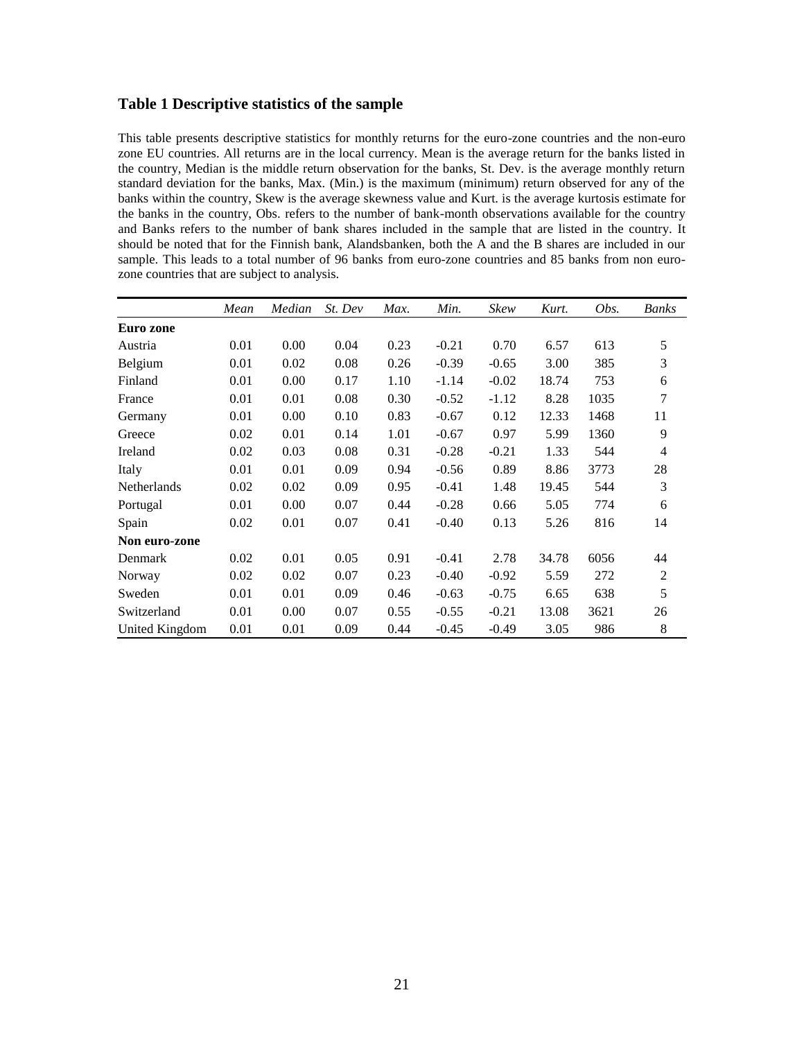## Table 1 Descriptive statistics of the sample

This table presents descriptive statistics for monthly returns for the euro-zone countries and the non-euro zone EU countries. All returns are in the local currency. Mean is the average return for the banks listed in the country, Median is the middle return observation for the banks, St. Dev. is the average monthly return standard deviation for the banks, Max. (Min.) is the maximum (minimum) return observed for any of the banks within the country, Skew is the average skewness value and Kurt. is the average kurtosis estimate for the banks in the country, Obs. refers to the number of bank-month observations available for the country and Banks refers to the number of bank shares included in the sample that are listed in the country. It should be noted that for the Finnish bank, Alandsbanken, both the A and the B shares are included in our sample. This leads to a total number of 96 banks from euro-zone countries and 85 banks from non euro-zone countries that are subject to analysis.

| | *Mean* | *Median* | *St. Dev* | *Max.* | *Min.* | *Skew* | *Kurt.* | *Obs.* | *Banks* |
|---|---|---|---|---|---|---|---|---|---|
| **Euro zone** | | | | | | | | | |
| Austria | 0.01 | 0.00 | 0.04 | 0.23 | -0.21 | 0.70 | 6.57 | 613 | 5 |
| Belgium | 0.01 | 0.02 | 0.08 | 0.26 | -0.39 | -0.65 | 3.00 | 385 | 3 |
| Finland | 0.01 | 0.00 | 0.17 | 1.10 | -1.14 | -0.02 | 18.74 | 753 | 6 |
| France | 0.01 | 0.01 | 0.08 | 0.30 | -0.52 | -1.12 | 8.28 | 1035 | 7 |
| Germany | 0.01 | 0.00 | 0.10 | 0.83 | -0.67 | 0.12 | 12.33 | 1468 | 11 |
| Greece | 0.02 | 0.01 | 0.14 | 1.01 | -0.67 | 0.97 | 5.99 | 1360 | 9 |
| Ireland | 0.02 | 0.03 | 0.08 | 0.31 | -0.28 | -0.21 | 1.33 | 544 | 4 |
| Italy | 0.01 | 0.01 | 0.09 | 0.94 | -0.56 | 0.89 | 8.86 | 3773 | 28 |
| Netherlands | 0.02 | 0.02 | 0.09 | 0.95 | -0.41 | 1.48 | 19.45 | 544 | 3 |
| Portugal | 0.01 | 0.00 | 0.07 | 0.44 | -0.28 | 0.66 | 5.05 | 774 | 6 |
| Spain | 0.02 | 0.01 | 0.07 | 0.41 | -0.40 | 0.13 | 5.26 | 816 | 14 |
| **Non euro-zone** | | | | | | | | | |
| Denmark | 0.02 | 0.01 | 0.05 | 0.91 | -0.41 | 2.78 | 34.78 | 6056 | 44 |
| Norway | 0.02 | 0.02 | 0.07 | 0.23 | -0.40 | -0.92 | 5.59 | 272 | 2 |
| Sweden | 0.01 | 0.01 | 0.09 | 0.46 | -0.63 | -0.75 | 6.65 | 638 | 5 |
| Switzerland | 0.01 | 0.00 | 0.07 | 0.55 | -0.55 | -0.21 | 13.08 | 3621 | 26 |
| United Kingdom | 0.01 | 0.01 | 0.09 | 0.44 | -0.45 | -0.49 | 3.05 | 986 | 8 |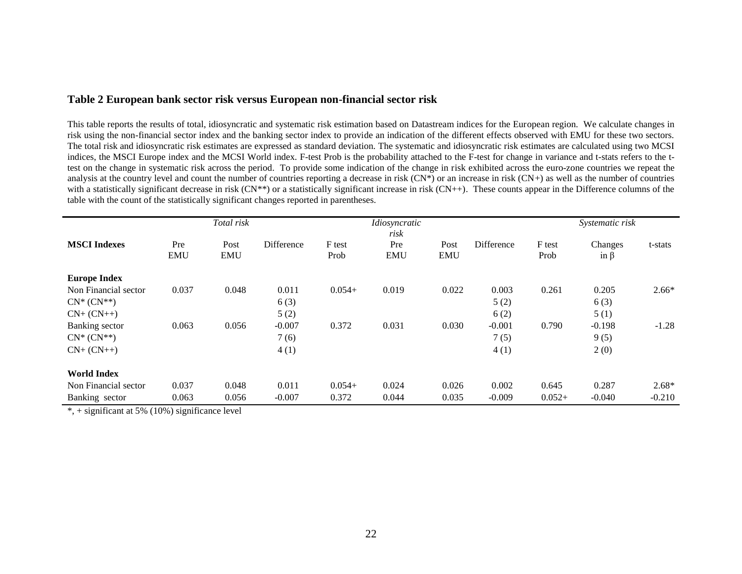**Table 2 European bank sector risk versus European non-financial sector risk**

This table reports the results of total, idiosyncratic and systematic risk estimation based on Datastream indices for the European region. We calculate changes in risk using the non-financial sector index and the banking sector index to provide an indication of the different effects observed with EMU for these two sectors. The total risk and idiosyncratic risk estimates are expressed as standard deviation. The systematic and idiosyncratic risk estimates are calculated using two MCSI indices, the MSCI Europe index and the MCSI World index. F-test Prob is the probability attached to the F-test for change in variance and t-stats refers to the t-test on the change in systematic risk across the period. To provide some indication of the change in risk exhibited across the euro-zone countries we repeat the analysis at the country level and count the number of countries reporting a decrease in risk (CN*) or an increase in risk (CN+) as well as the number of countries with a statistically significant decrease in risk (CN**) or a statistically significant increase in risk (CN++). These counts appear in the Difference columns of the table with the count of the statistically significant changes reported in parentheses.

| | *Total risk* | | | | *Idiosyncratic risk* | | | | *Systematic risk* | |
|---|---|---|---|---|---|---|---|---|---|---|
| **MSCI Indexes** | Pre EMU | Post EMU | Difference | F test Prob | Pre EMU | Post EMU | Difference | F test Prob | Changes in $\beta$ | t-stats |
| **Europe Index** | | | | | | | | | | |
| Non Financial sector | 0.037 | 0.048 | 0.011 | 0.054+ | 0.019 | 0.022 | 0.003 | 0.261 | 0.205 | 2.66* |
| CN* (CN**) | | | 6 (3) | | | | 5 (2) | | 6 (3) | |
| CN+ (CN++) | | | 5 (2) | | | | 6 (2) | | 5 (1) | |
| Banking sector | 0.063 | 0.056 | -0.007 | 0.372 | 0.031 | 0.030 | -0.001 | 0.790 | -0.198 | -1.28 |
| CN* (CN**) | | | 7 (6) | | | | 7 (5) | | 9 (5) | |
| CN+ (CN++) | | | 4 (1) | | | | 4 (1) | | 2 (0) | |
| **World Index** | | | | | | | | | | |
| Non Financial sector | 0.037 | 0.048 | 0.011 | 0.054+ | 0.024 | 0.026 | 0.002 | 0.645 | 0.287 | 2.68* |
| Banking sector | 0.063 | 0.056 | -0.007 | 0.372 | 0.044 | 0.035 | -0.009 | 0.052+ | -0.040 | -0.210 |

*, + significant at 5% (10%) significance level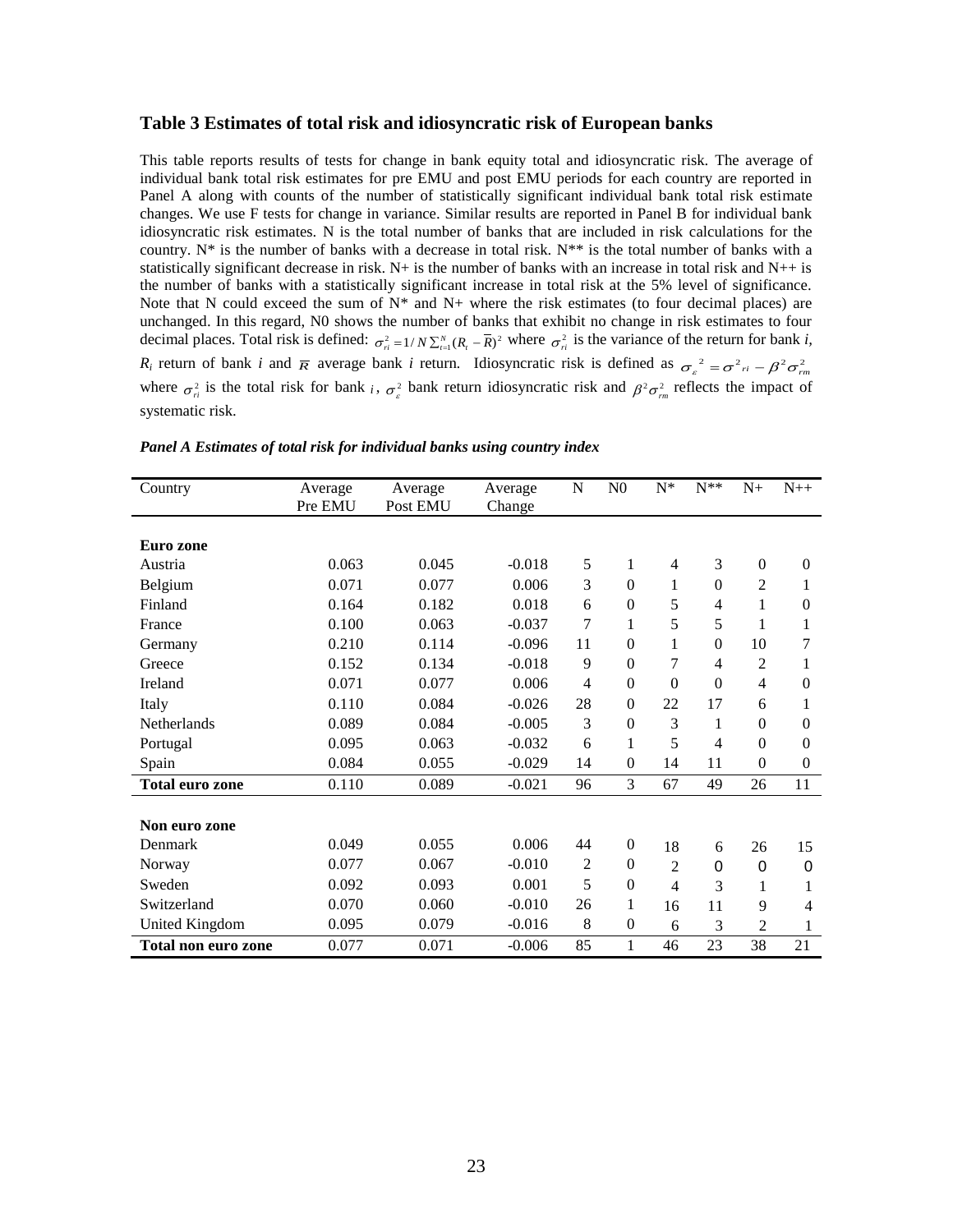### Table 3 Estimates of total risk and idiosyncratic risk of European banks

This table reports results of tests for change in bank equity total and idiosyncratic risk. The average of individual bank total risk estimates for pre EMU and post EMU periods for each country are reported in Panel A along with counts of the number of statistically significant individual bank total risk estimate changes. We use F tests for change in variance. Similar results are reported in Panel B for individual bank idiosyncratic risk estimates. N is the total number of banks that are included in risk calculations for the country. N* is the number of banks with a decrease in total risk. N** is the total number of banks with a statistically significant decrease in risk. N+ is the number of banks with an increase in total risk and N++ is the number of banks with a statistically significant increase in total risk at the 5% level of significance. Note that N could exceed the sum of N* and N+ where the risk estimates (to four decimal places) are unchanged. In this regard, N0 shows the number of banks that exhibit no change in risk estimates to four decimal places. Total risk is defined: $\sigma_{ri}^2 = 1/N\sum_{t=1}^{N}(R_t - \overline{R})^2$ where $\sigma_{ri}^2$ is the variance of the return for bank $i$, $R_i$ return of bank $i$ and $\overline{R}$ average bank $i$ return. Idiosyncratic risk is defined as $\sigma_{\varepsilon}^2 = \sigma^2_{ri} - \beta^2\sigma_{rm}^2$ where $\sigma_{ri}^2$ is the total risk for bank $i$, $\sigma_{\varepsilon}^2$ bank return idiosyncratic risk and $\beta^2\sigma_{rm}^2$ reflects the impact of systematic risk.

*Panel A Estimates of total risk for individual banks using country index*

| Country | Average Pre EMU | Average Post EMU | Average Change | N | N0 | N* | N** | N+ | N++ |
|---|---|---|---|---|---|---|---|---|---|
| **Euro zone** | | | | | | | | | |
| Austria | 0.063 | 0.045 | -0.018 | 5 | 1 | 4 | 3 | 0 | 0 |
| Belgium | 0.071 | 0.077 | 0.006 | 3 | 0 | 1 | 0 | 2 | 1 |
| Finland | 0.164 | 0.182 | 0.018 | 6 | 0 | 5 | 4 | 1 | 0 |
| France | 0.100 | 0.063 | -0.037 | 7 | 1 | 5 | 5 | 1 | 1 |
| Germany | 0.210 | 0.114 | -0.096 | 11 | 0 | 1 | 0 | 10 | 7 |
| Greece | 0.152 | 0.134 | -0.018 | 9 | 0 | 7 | 4 | 2 | 1 |
| Ireland | 0.071 | 0.077 | 0.006 | 4 | 0 | 0 | 0 | 4 | 0 |
| Italy | 0.110 | 0.084 | -0.026 | 28 | 0 | 22 | 17 | 6 | 1 |
| Netherlands | 0.089 | 0.084 | -0.005 | 3 | 0 | 3 | 1 | 0 | 0 |
| Portugal | 0.095 | 0.063 | -0.032 | 6 | 1 | 5 | 4 | 0 | 0 |
| Spain | 0.084 | 0.055 | -0.029 | 14 | 0 | 14 | 11 | 0 | 0 |
| **Total euro zone** | 0.110 | 0.089 | -0.021 | 96 | 3 | 67 | 49 | 26 | 11 |
| **Non euro zone** | | | | | | | | | |
| Denmark | 0.049 | 0.055 | 0.006 | 44 | 0 | 18 | 6 | 26 | 15 |
| Norway | 0.077 | 0.067 | -0.010 | 2 | 0 | 2 | 0 | 0 | 0 |
| Sweden | 0.092 | 0.093 | 0.001 | 5 | 0 | 4 | 3 | 1 | 1 |
| Switzerland | 0.070 | 0.060 | -0.010 | 26 | 1 | 16 | 11 | 9 | 4 |
| United Kingdom | 0.095 | 0.079 | -0.016 | 8 | 0 | 6 | 3 | 2 | 1 |
| **Total non euro zone** | 0.077 | 0.071 | -0.006 | 85 | 1 | 46 | 23 | 38 | 21 |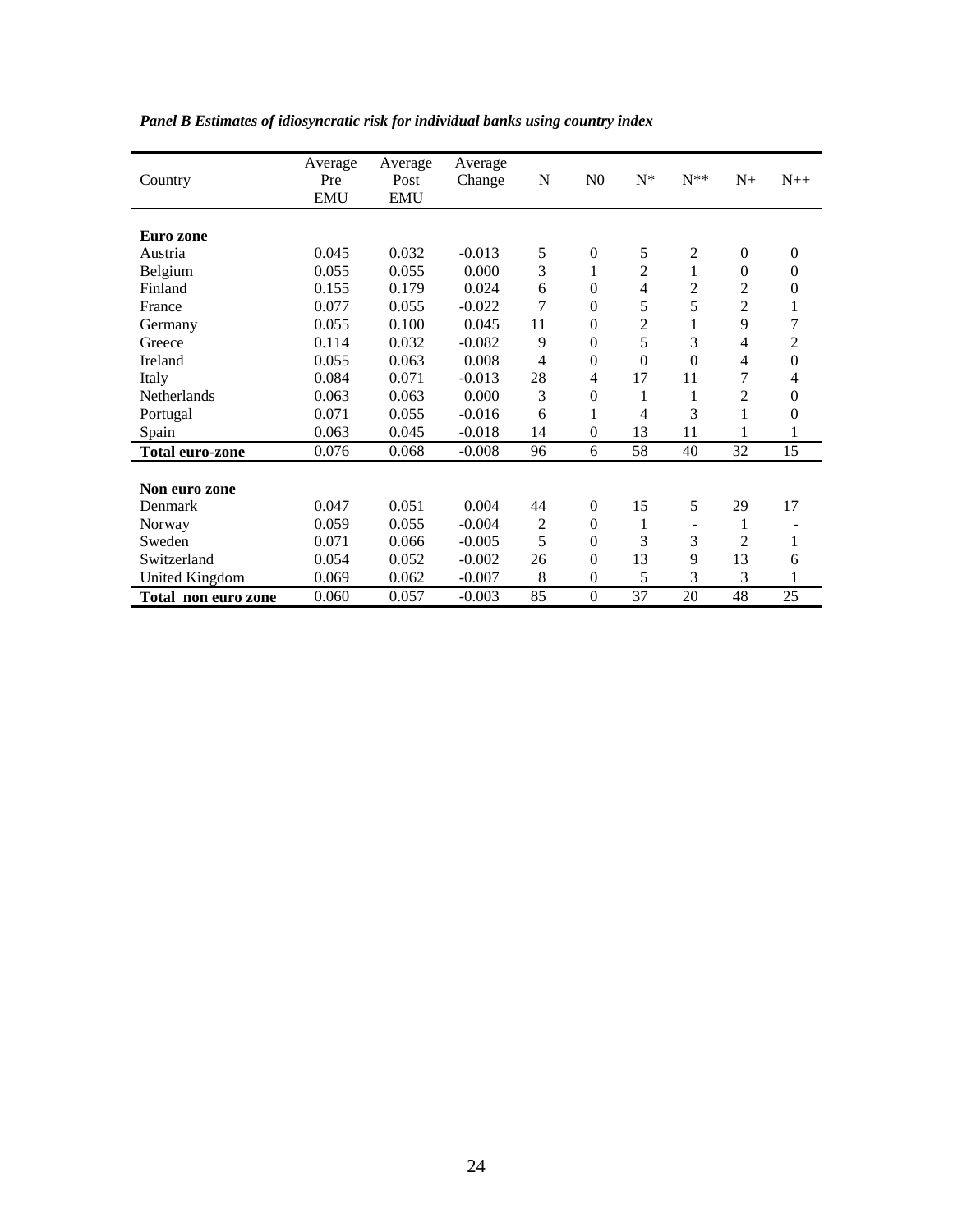*Panel B Estimates of idiosyncratic risk for individual banks using country index*

| Country | Average Pre EMU | Average Post EMU | Average Change | N | N0 | N* | N** | N+ | N++ |
|---|---|---|---|---|---|---|---|---|---|
| **Euro zone** | | | | | | | | | |
| Austria | 0.045 | 0.032 | -0.013 | 5 | 0 | 5 | 2 | 0 | 0 |
| Belgium | 0.055 | 0.055 | 0.000 | 3 | 1 | 2 | 1 | 0 | 0 |
| Finland | 0.155 | 0.179 | 0.024 | 6 | 0 | 4 | 2 | 2 | 0 |
| France | 0.077 | 0.055 | -0.022 | 7 | 0 | 5 | 5 | 2 | 1 |
| Germany | 0.055 | 0.100 | 0.045 | 11 | 0 | 2 | 1 | 9 | 7 |
| Greece | 0.114 | 0.032 | -0.082 | 9 | 0 | 5 | 3 | 4 | 2 |
| Ireland | 0.055 | 0.063 | 0.008 | 4 | 0 | 0 | 0 | 4 | 0 |
| Italy | 0.084 | 0.071 | -0.013 | 28 | 4 | 17 | 11 | 7 | 4 |
| Netherlands | 0.063 | 0.063 | 0.000 | 3 | 0 | 1 | 1 | 2 | 0 |
| Portugal | 0.071 | 0.055 | -0.016 | 6 | 1 | 4 | 3 | 1 | 0 |
| Spain | 0.063 | 0.045 | -0.018 | 14 | 0 | 13 | 11 | 1 | 1 |
| **Total euro-zone** | 0.076 | 0.068 | -0.008 | 96 | 6 | 58 | 40 | 32 | 15 |
| **Non euro zone** | | | | | | | | | |
| Denmark | 0.047 | 0.051 | 0.004 | 44 | 0 | 15 | 5 | 29 | 17 |
| Norway | 0.059 | 0.055 | -0.004 | 2 | 0 | 1 | - | 1 | - |
| Sweden | 0.071 | 0.066 | -0.005 | 5 | 0 | 3 | 3 | 2 | 1 |
| Switzerland | 0.054 | 0.052 | -0.002 | 26 | 0 | 13 | 9 | 13 | 6 |
| United Kingdom | 0.069 | 0.062 | -0.007 | 8 | 0 | 5 | 3 | 3 | 1 |
| **Total non euro zone** | 0.060 | 0.057 | -0.003 | 85 | 0 | 37 | 20 | 48 | 25 |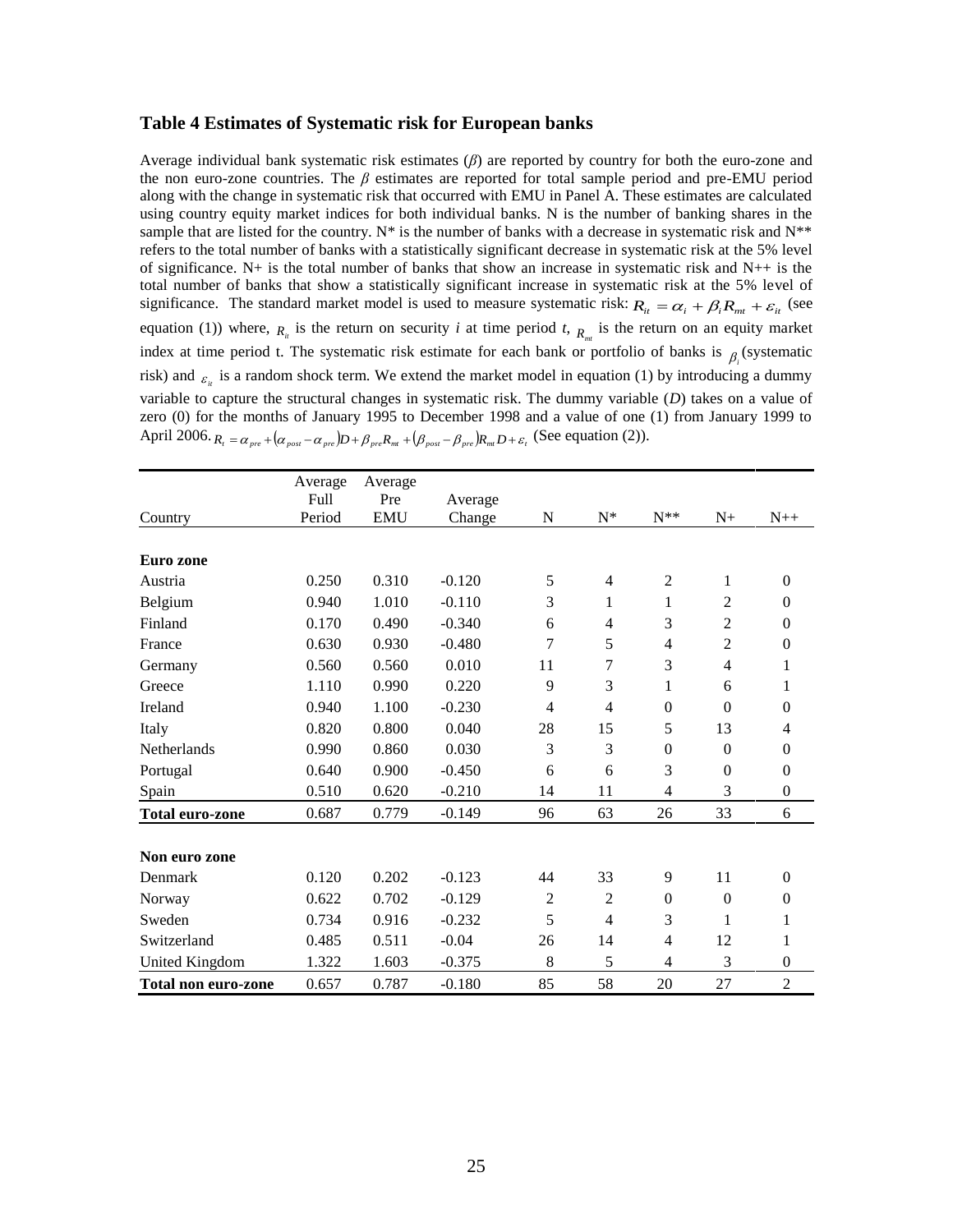### Table 4 Estimates of Systematic risk for European banks

Average individual bank systematic risk estimates ($\beta$) are reported by country for both the euro-zone and the non euro-zone countries. The $\beta$ estimates are reported for total sample period and pre-EMU period along with the change in systematic risk that occurred with EMU in Panel A. These estimates are calculated using country equity market indices for both individual banks. N is the number of banking shares in the sample that are listed for the country. N* is the number of banks with a decrease in systematic risk and N** refers to the total number of banks with a statistically significant decrease in systematic risk at the 5% level of significance. N+ is the total number of banks that show an increase in systematic risk and N++ is the total number of banks that show a statistically significant increase in systematic risk at the 5% level of significance. The standard market model is used to measure systematic risk: $R_{it} = \alpha_i + \beta_i R_{mt} + \varepsilon_{it}$ (see equation (1)) where, $R_{it}$ is the return on security *i* at time period *t*, $R_{mt}$ is the return on an equity market index at time period t. The systematic risk estimate for each bank or portfolio of banks is $\beta_i$ (systematic risk) and $\varepsilon_{it}$ is a random shock term. We extend the market model in equation (1) by introducing a dummy variable to capture the structural changes in systematic risk. The dummy variable (*D*) takes on a value of zero (0) for the months of January 1995 to December 1998 and a value of one (1) from January 1999 to April 2006. $R_t = \alpha_{pre} + (\alpha_{post} - \alpha_{pre})D + \beta_{pre} R_{mt} + (\beta_{post} - \beta_{pre}) R_{mt} D + \varepsilon_t$ (See equation (2)).

| Country | Average Full Period | Average Pre EMU | Average Change | N | N* | N** | N+ | N++ |
|---|---|---|---|---|---|---|---|---|
| **Euro zone** | | | | | | | | |
| Austria | 0.250 | 0.310 | -0.120 | 5 | 4 | 2 | 1 | 0 |
| Belgium | 0.940 | 1.010 | -0.110 | 3 | 1 | 1 | 2 | 0 |
| Finland | 0.170 | 0.490 | -0.340 | 6 | 4 | 3 | 2 | 0 |
| France | 0.630 | 0.930 | -0.480 | 7 | 5 | 4 | 2 | 0 |
| Germany | 0.560 | 0.560 | 0.010 | 11 | 7 | 3 | 4 | 1 |
| Greece | 1.110 | 0.990 | 0.220 | 9 | 3 | 1 | 6 | 1 |
| Ireland | 0.940 | 1.100 | -0.230 | 4 | 4 | 0 | 0 | 0 |
| Italy | 0.820 | 0.800 | 0.040 | 28 | 15 | 5 | 13 | 4 |
| Netherlands | 0.990 | 0.860 | 0.030 | 3 | 3 | 0 | 0 | 0 |
| Portugal | 0.640 | 0.900 | -0.450 | 6 | 6 | 3 | 0 | 0 |
| Spain | 0.510 | 0.620 | -0.210 | 14 | 11 | 4 | 3 | 0 |
| **Total euro-zone** | 0.687 | 0.779 | -0.149 | 96 | 63 | 26 | 33 | 6 |
| **Non euro zone** | | | | | | | | |
| Denmark | 0.120 | 0.202 | -0.123 | 44 | 33 | 9 | 11 | 0 |
| Norway | 0.622 | 0.702 | -0.129 | 2 | 2 | 0 | 0 | 0 |
| Sweden | 0.734 | 0.916 | -0.232 | 5 | 4 | 3 | 1 | 1 |
| Switzerland | 0.485 | 0.511 | -0.04 | 26 | 14 | 4 | 12 | 1 |
| United Kingdom | 1.322 | 1.603 | -0.375 | 8 | 5 | 4 | 3 | 0 |
| **Total non euro-zone** | 0.657 | 0.787 | -0.180 | 85 | 58 | 20 | 27 | 2 |